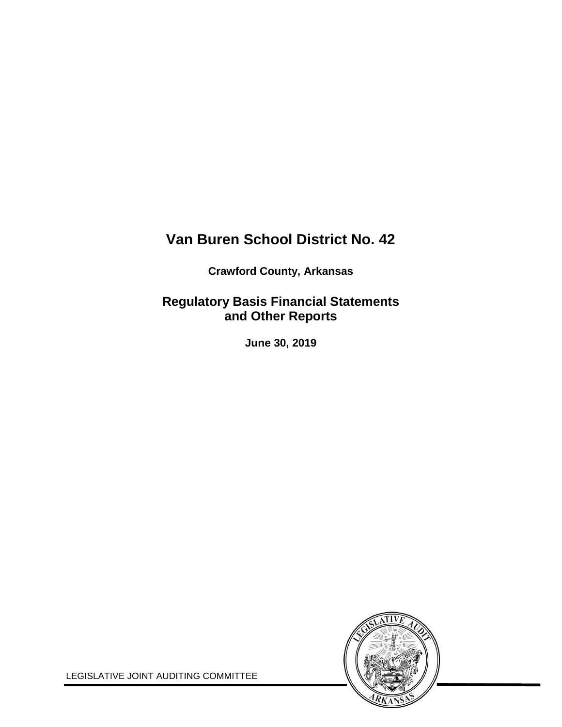# Van Buren School District No. 42

**Crawford County, Arkansas**

## Regulatory Basis Financial Statements and Other Reports

**June 30, 2019**

LEGISLATIVE JOINT AUDITING COMMITTEE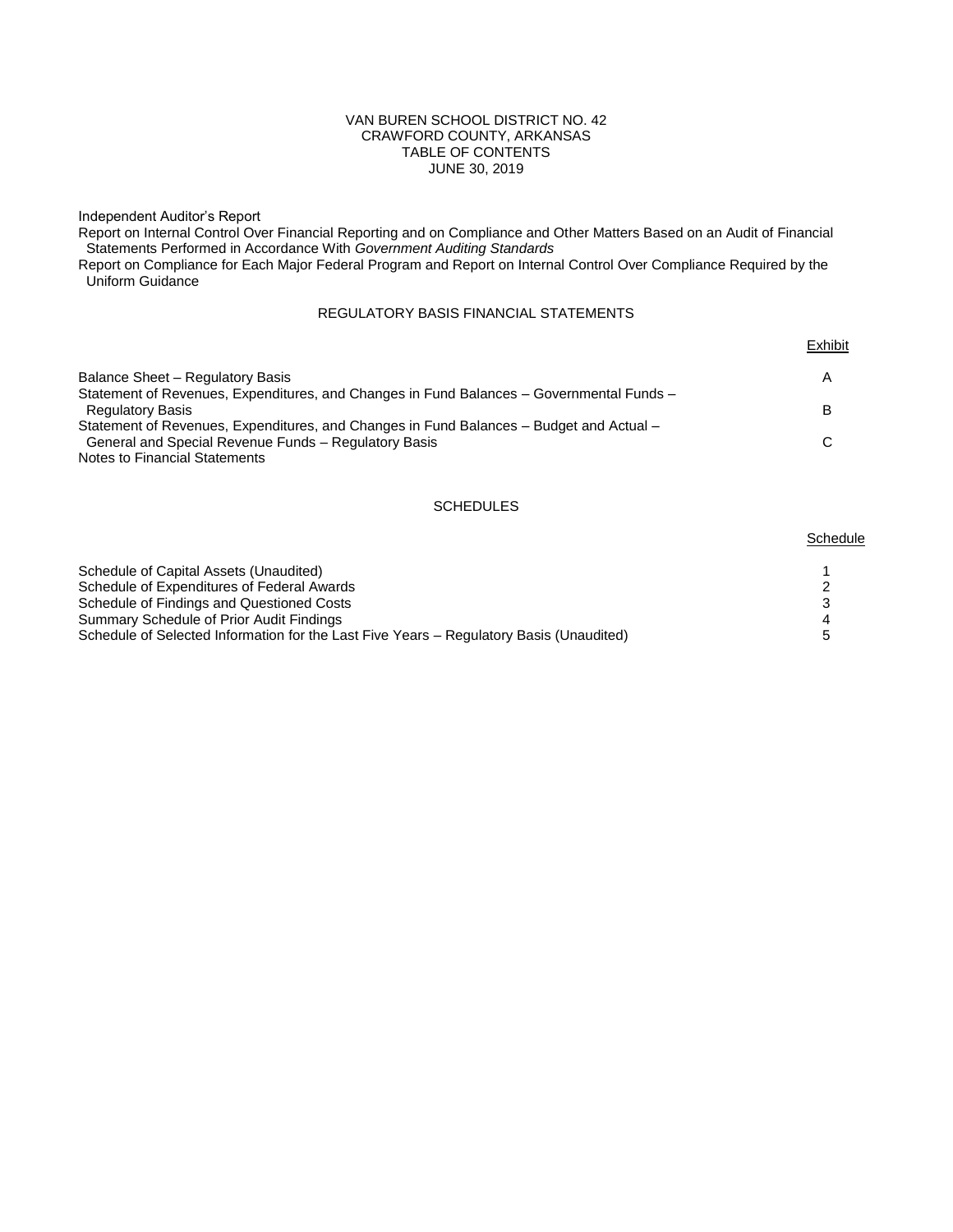# VAN BUREN SCHOOL DISTRICT NO. 42
## CRAWFORD COUNTY, ARKANSAS
## TABLE OF CONTENTS
## JUNE 30, 2019

Independent Auditor's Report

Report on Internal Control Over Financial Reporting and on Compliance and Other Matters Based on an Audit of Financial Statements Performed in Accordance With *Government Auditing Standards*

Report on Compliance for Each Major Federal Program and Report on Internal Control Over Compliance Required by the Uniform Guidance

### REGULATORY BASIS FINANCIAL STATEMENTS

| | Exhibit |
|---|---|
| Balance Sheet – Regulatory Basis | A |
| Statement of Revenues, Expenditures, and Changes in Fund Balances – Governmental Funds – Regulatory Basis | B |
| Statement of Revenues, Expenditures, and Changes in Fund Balances – Budget and Actual – General and Special Revenue Funds – Regulatory Basis | C |
| Notes to Financial Statements | |

### SCHEDULES

| | Schedule |
|---|---|
| Schedule of Capital Assets (Unaudited) | 1 |
| Schedule of Expenditures of Federal Awards | 2 |
| Schedule of Findings and Questioned Costs | 3 |
| Summary Schedule of Prior Audit Findings | 4 |
| Schedule of Selected Information for the Last Five Years – Regulatory Basis (Unaudited) | 5 |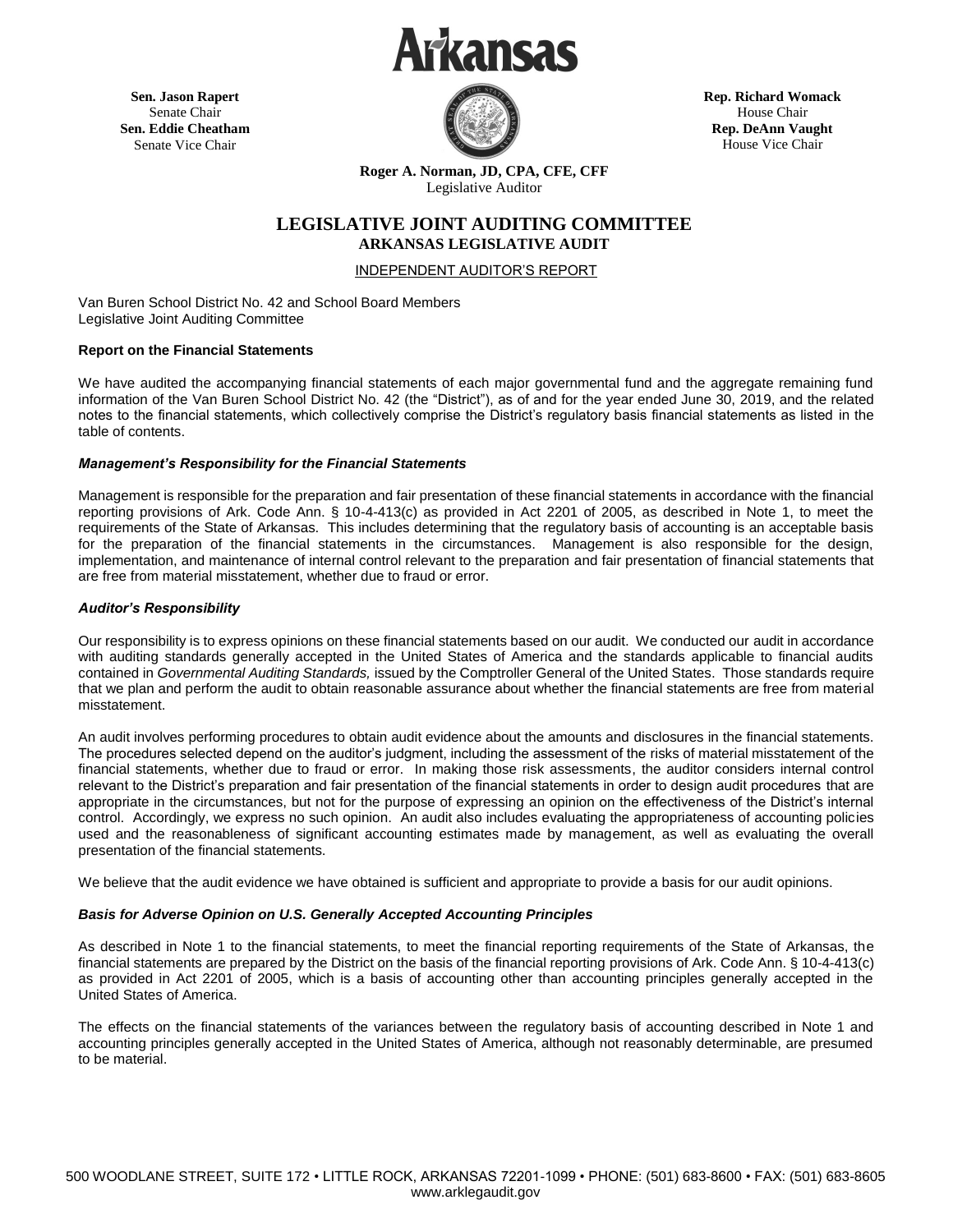# Arkansas

**Sen. Jason Rapert**
Senate Chair
**Sen. Eddie Cheatham**
Senate Vice Chair

**Rep. Richard Womack**
House Chair
**Rep. DeAnn Vaught**
House Vice Chair

**Roger A. Norman, JD, CPA, CFE, CFF**
Legislative Auditor

## LEGISLATIVE JOINT AUDITING COMMITTEE
### ARKANSAS LEGISLATIVE AUDIT

INDEPENDENT AUDITOR'S REPORT

Van Buren School District No. 42 and School Board Members
Legislative Joint Auditing Committee

**Report on the Financial Statements**

We have audited the accompanying financial statements of each major governmental fund and the aggregate remaining fund information of the Van Buren School District No. 42 (the "District"), as of and for the year ended June 30, 2019, and the related notes to the financial statements, which collectively comprise the District's regulatory basis financial statements as listed in the table of contents.

***Management's Responsibility for the Financial Statements***

Management is responsible for the preparation and fair presentation of these financial statements in accordance with the financial reporting provisions of Ark. Code Ann. § 10-4-413(c) as provided in Act 2201 of 2005, as described in Note 1, to meet the requirements of the State of Arkansas. This includes determining that the regulatory basis of accounting is an acceptable basis for the preparation of the financial statements in the circumstances. Management is also responsible for the design, implementation, and maintenance of internal control relevant to the preparation and fair presentation of financial statements that are free from material misstatement, whether due to fraud or error.

***Auditor's Responsibility***

Our responsibility is to express opinions on these financial statements based on our audit. We conducted our audit in accordance with auditing standards generally accepted in the United States of America and the standards applicable to financial audits contained in *Governmental Auditing Standards,* issued by the Comptroller General of the United States. Those standards require that we plan and perform the audit to obtain reasonable assurance about whether the financial statements are free from material misstatement.

An audit involves performing procedures to obtain audit evidence about the amounts and disclosures in the financial statements. The procedures selected depend on the auditor's judgment, including the assessment of the risks of material misstatement of the financial statements, whether due to fraud or error. In making those risk assessments, the auditor considers internal control relevant to the District's preparation and fair presentation of the financial statements in order to design audit procedures that are appropriate in the circumstances, but not for the purpose of expressing an opinion on the effectiveness of the District's internal control. Accordingly, we express no such opinion. An audit also includes evaluating the appropriateness of accounting policies used and the reasonableness of significant accounting estimates made by management, as well as evaluating the overall presentation of the financial statements.

We believe that the audit evidence we have obtained is sufficient and appropriate to provide a basis for our audit opinions.

***Basis for Adverse Opinion on U.S. Generally Accepted Accounting Principles***

As described in Note 1 to the financial statements, to meet the financial reporting requirements of the State of Arkansas, the financial statements are prepared by the District on the basis of the financial reporting provisions of Ark. Code Ann. § 10-4-413(c) as provided in Act 2201 of 2005, which is a basis of accounting other than accounting principles generally accepted in the United States of America.

The effects on the financial statements of the variances between the regulatory basis of accounting described in Note 1 and accounting principles generally accepted in the United States of America, although not reasonably determinable, are presumed to be material.

500 WOODLANE STREET, SUITE 172 • LITTLE ROCK, ARKANSAS 72201-1099 • PHONE: (501) 683-8600 • FAX: (501) 683-8605
www.arklegaudit.gov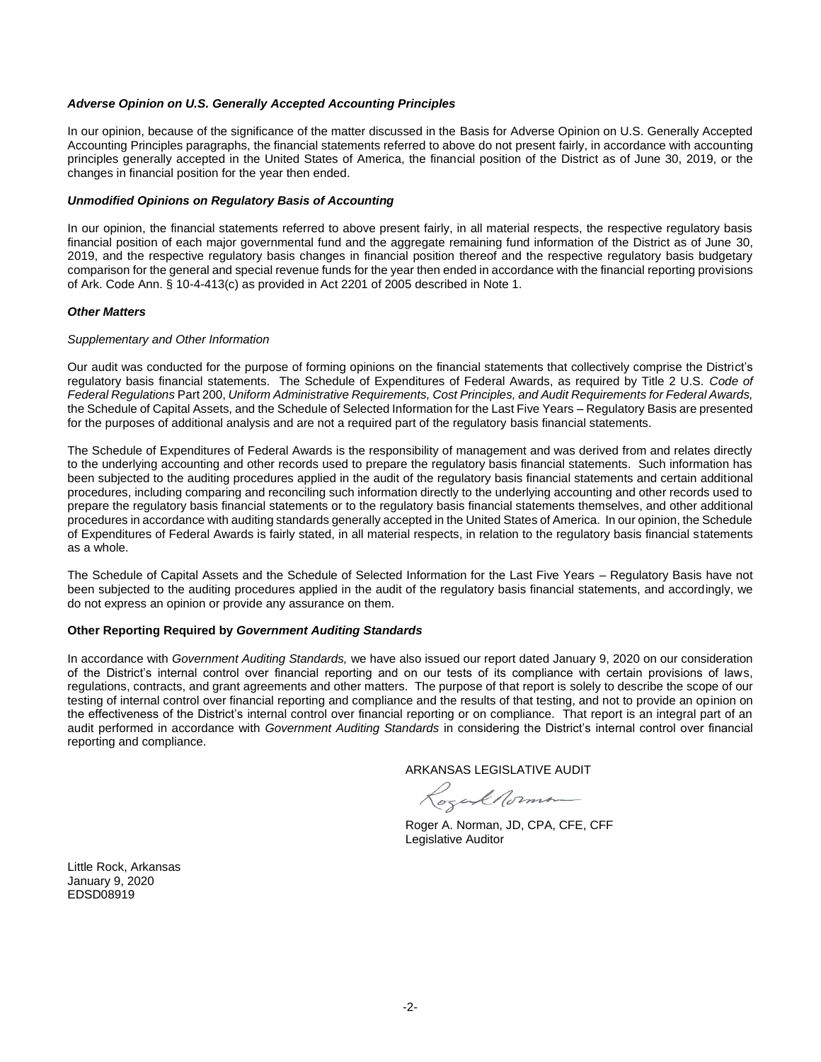### *Adverse Opinion on U.S. Generally Accepted Accounting Principles*

In our opinion, because of the significance of the matter discussed in the Basis for Adverse Opinion on U.S. Generally Accepted Accounting Principles paragraphs, the financial statements referred to above do not present fairly, in accordance with accounting principles generally accepted in the United States of America, the financial position of the District as of June 30, 2019, or the changes in financial position for the year then ended.

### *Unmodified Opinions on Regulatory Basis of Accounting*

In our opinion, the financial statements referred to above present fairly, in all material respects, the respective regulatory basis financial position of each major governmental fund and the aggregate remaining fund information of the District as of June 30, 2019, and the respective regulatory basis changes in financial position thereof and the respective regulatory basis budgetary comparison for the general and special revenue funds for the year then ended in accordance with the financial reporting provisions of Ark. Code Ann. § 10-4-413(c) as provided in Act 2201 of 2005 described in Note 1.

### *Other Matters*

*Supplementary and Other Information*

Our audit was conducted for the purpose of forming opinions on the financial statements that collectively comprise the District's regulatory basis financial statements. The Schedule of Expenditures of Federal Awards, as required by Title 2 U.S. *Code of Federal Regulations* Part 200, *Uniform Administrative Requirements, Cost Principles, and Audit Requirements for Federal Awards,* the Schedule of Capital Assets, and the Schedule of Selected Information for the Last Five Years – Regulatory Basis are presented for the purposes of additional analysis and are not a required part of the regulatory basis financial statements.

The Schedule of Expenditures of Federal Awards is the responsibility of management and was derived from and relates directly to the underlying accounting and other records used to prepare the regulatory basis financial statements. Such information has been subjected to the auditing procedures applied in the audit of the regulatory basis financial statements and certain additional procedures, including comparing and reconciling such information directly to the underlying accounting and other records used to prepare the regulatory basis financial statements or to the regulatory basis financial statements themselves, and other additional procedures in accordance with auditing standards generally accepted in the United States of America. In our opinion, the Schedule of Expenditures of Federal Awards is fairly stated, in all material respects, in relation to the regulatory basis financial statements as a whole.

The Schedule of Capital Assets and the Schedule of Selected Information for the Last Five Years – Regulatory Basis have not been subjected to the auditing procedures applied in the audit of the regulatory basis financial statements, and accordingly, we do not express an opinion or provide any assurance on them.

### **Other Reporting Required by *Government Auditing Standards***

In accordance with *Government Auditing Standards,* we have also issued our report dated January 9, 2020 on our consideration of the District's internal control over financial reporting and on our tests of its compliance with certain provisions of laws, regulations, contracts, and grant agreements and other matters. The purpose of that report is solely to describe the scope of our testing of internal control over financial reporting and compliance and the results of that testing, and not to provide an opinion on the effectiveness of the District's internal control over financial reporting or on compliance. That report is an integral part of an audit performed in accordance with *Government Auditing Standards* in considering the District's internal control over financial reporting and compliance.

ARKANSAS LEGISLATIVE AUDIT

Roger A. Norman, JD, CPA, CFE, CFF
Legislative Auditor

Little Rock, Arkansas
January 9, 2020
EDSD08919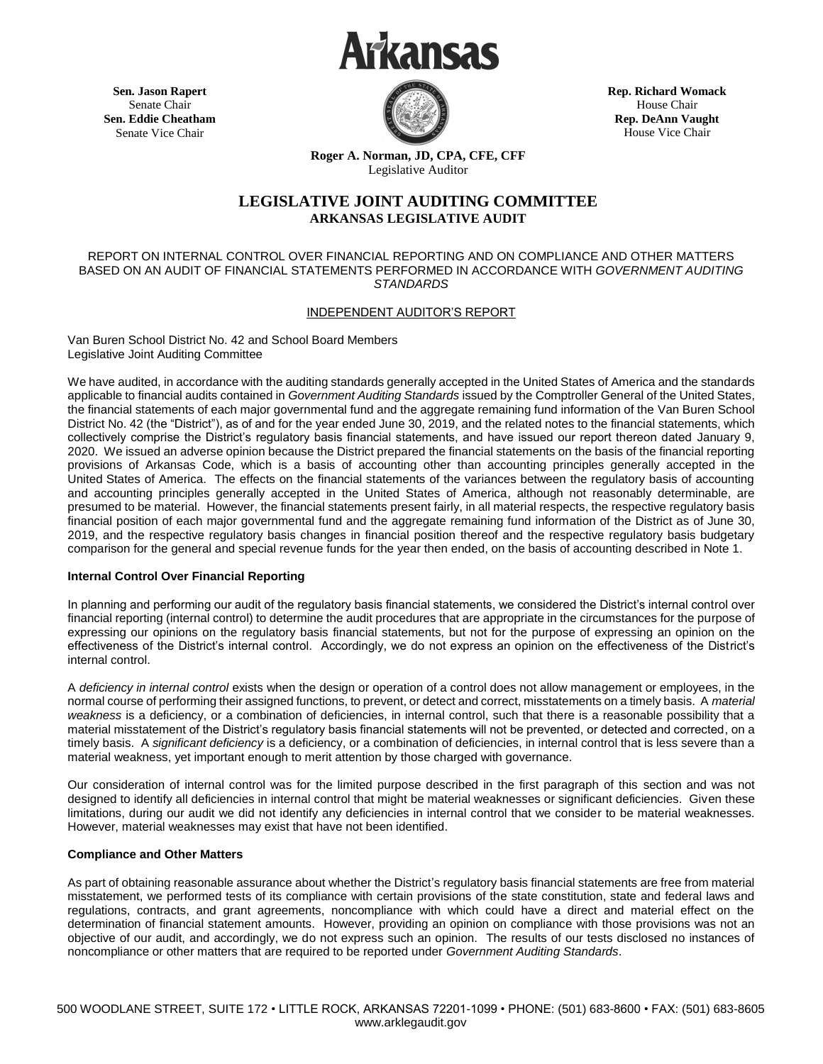# Arkansas

**Sen. Jason Rapert**
Senate Chair
**Sen. Eddie Cheatham**
Senate Vice Chair

**Rep. Richard Womack**
House Chair
**Rep. DeAnn Vaught**
House Vice Chair

**Roger A. Norman, JD, CPA, CFE, CFF**
Legislative Auditor

## LEGISLATIVE JOINT AUDITING COMMITTEE
### ARKANSAS LEGISLATIVE AUDIT

REPORT ON INTERNAL CONTROL OVER FINANCIAL REPORTING AND ON COMPLIANCE AND OTHER MATTERS BASED ON AN AUDIT OF FINANCIAL STATEMENTS PERFORMED IN ACCORDANCE WITH *GOVERNMENT AUDITING STANDARDS*

INDEPENDENT AUDITOR'S REPORT

Van Buren School District No. 42 and School Board Members
Legislative Joint Auditing Committee

We have audited, in accordance with the auditing standards generally accepted in the United States of America and the standards applicable to financial audits contained in *Government Auditing Standards* issued by the Comptroller General of the United States, the financial statements of each major governmental fund and the aggregate remaining fund information of the Van Buren School District No. 42 (the "District"), as of and for the year ended June 30, 2019, and the related notes to the financial statements, which collectively comprise the District's regulatory basis financial statements, and have issued our report thereon dated January 9, 2020. We issued an adverse opinion because the District prepared the financial statements on the basis of the financial reporting provisions of Arkansas Code, which is a basis of accounting other than accounting principles generally accepted in the United States of America. The effects on the financial statements of the variances between the regulatory basis of accounting and accounting principles generally accepted in the United States of America, although not reasonably determinable, are presumed to be material. However, the financial statements present fairly, in all material respects, the respective regulatory basis financial position of each major governmental fund and the aggregate remaining fund information of the District as of June 30, 2019, and the respective regulatory basis changes in financial position thereof and the respective regulatory basis budgetary comparison for the general and special revenue funds for the year then ended, on the basis of accounting described in Note 1.

**Internal Control Over Financial Reporting**

In planning and performing our audit of the regulatory basis financial statements, we considered the District's internal control over financial reporting (internal control) to determine the audit procedures that are appropriate in the circumstances for the purpose of expressing our opinions on the regulatory basis financial statements, but not for the purpose of expressing an opinion on the effectiveness of the District's internal control. Accordingly, we do not express an opinion on the effectiveness of the District's internal control.

A *deficiency in internal control* exists when the design or operation of a control does not allow management or employees, in the normal course of performing their assigned functions, to prevent, or detect and correct, misstatements on a timely basis. A *material weakness* is a deficiency, or a combination of deficiencies, in internal control, such that there is a reasonable possibility that a material misstatement of the District's regulatory basis financial statements will not be prevented, or detected and corrected, on a timely basis. A *significant deficiency* is a deficiency, or a combination of deficiencies, in internal control that is less severe than a material weakness, yet important enough to merit attention by those charged with governance.

Our consideration of internal control was for the limited purpose described in the first paragraph of this section and was not designed to identify all deficiencies in internal control that might be material weaknesses or significant deficiencies. Given these limitations, during our audit we did not identify any deficiencies in internal control that we consider to be material weaknesses. However, material weaknesses may exist that have not been identified.

**Compliance and Other Matters**

As part of obtaining reasonable assurance about whether the District's regulatory basis financial statements are free from material misstatement, we performed tests of its compliance with certain provisions of the state constitution, state and federal laws and regulations, contracts, and grant agreements, noncompliance with which could have a direct and material effect on the determination of financial statement amounts. However, providing an opinion on compliance with those provisions was not an objective of our audit, and accordingly, we do not express such an opinion. The results of our tests disclosed no instances of noncompliance or other matters that are required to be reported under *Government Auditing Standards*.

500 WOODLANE STREET, SUITE 172 • LITTLE ROCK, ARKANSAS 72201-1099 • PHONE: (501) 683-8600 • FAX: (501) 683-8605
www.arklegaudit.gov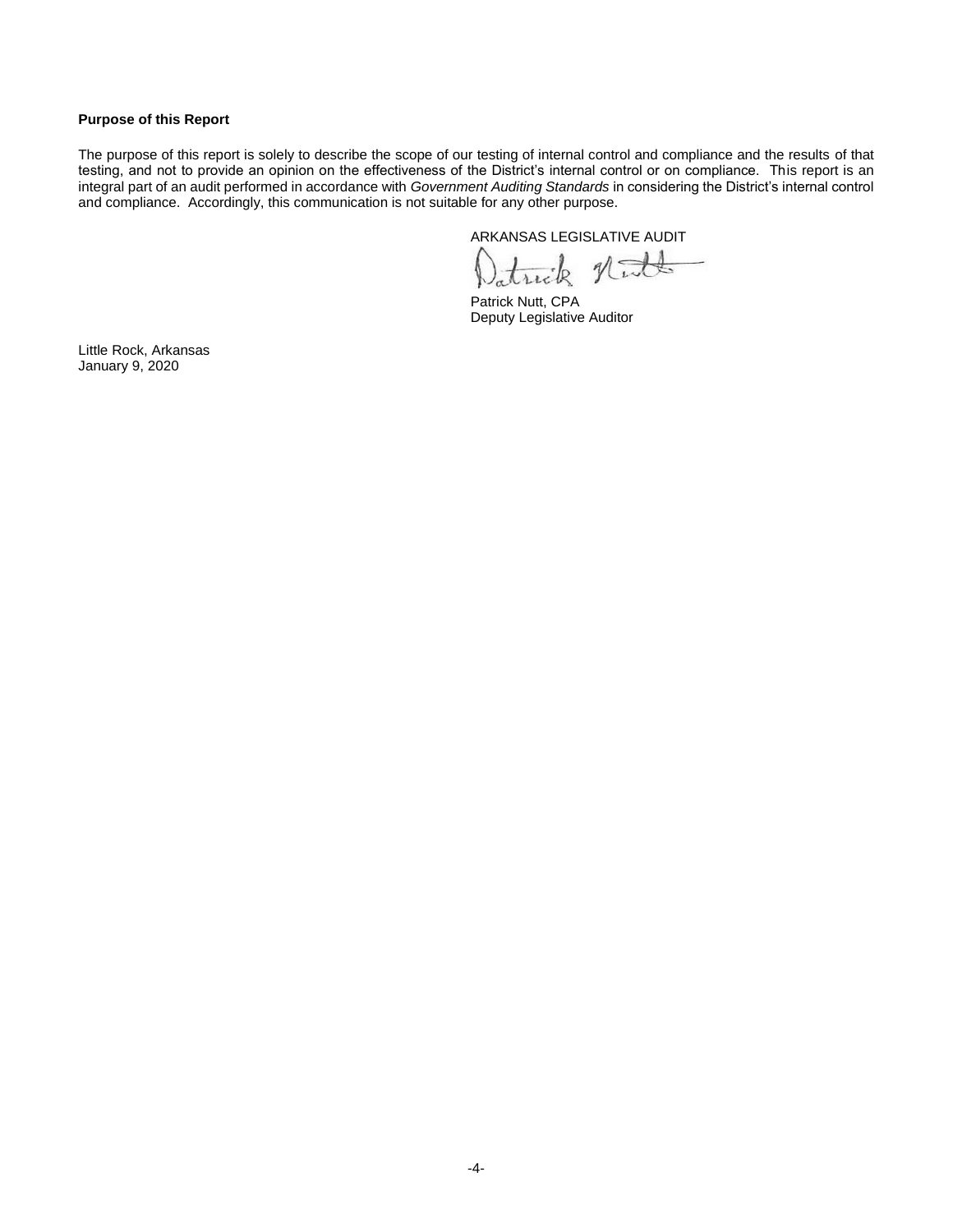**Purpose of this Report**

The purpose of this report is solely to describe the scope of our testing of internal control and compliance and the results of that testing, and not to provide an opinion on the effectiveness of the District's internal control or on compliance. This report is an integral part of an audit performed in accordance with *Government Auditing Standards* in considering the District's internal control and compliance. Accordingly, this communication is not suitable for any other purpose.

ARKANSAS LEGISLATIVE AUDIT

Patrick Nutt, CPA
Deputy Legislative Auditor

Little Rock, Arkansas
January 9, 2020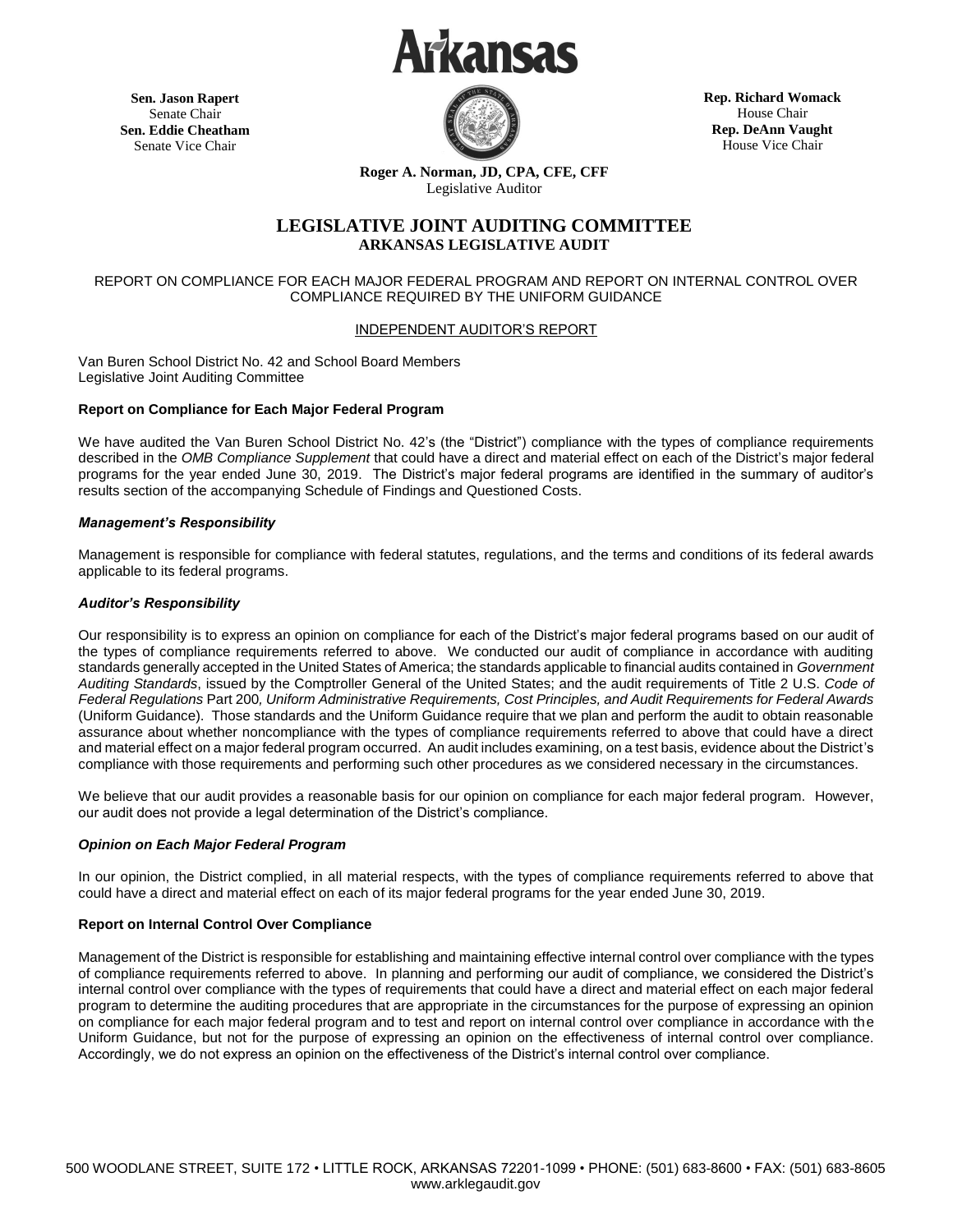# Arkansas

**Sen. Jason Rapert**
Senate Chair
**Sen. Eddie Cheatham**
Senate Vice Chair

**Rep. Richard Womack**
House Chair
**Rep. DeAnn Vaught**
House Vice Chair

**Roger A. Norman, JD, CPA, CFE, CFF**
Legislative Auditor

## LEGISLATIVE JOINT AUDITING COMMITTEE
### ARKANSAS LEGISLATIVE AUDIT

REPORT ON COMPLIANCE FOR EACH MAJOR FEDERAL PROGRAM AND REPORT ON INTERNAL CONTROL OVER COMPLIANCE REQUIRED BY THE UNIFORM GUIDANCE

INDEPENDENT AUDITOR'S REPORT

Van Buren School District No. 42 and School Board Members
Legislative Joint Auditing Committee

**Report on Compliance for Each Major Federal Program**

We have audited the Van Buren School District No. 42's (the "District") compliance with the types of compliance requirements described in the *OMB Compliance Supplement* that could have a direct and material effect on each of the District's major federal programs for the year ended June 30, 2019. The District's major federal programs are identified in the summary of auditor's results section of the accompanying Schedule of Findings and Questioned Costs.

***Management's Responsibility***

Management is responsible for compliance with federal statutes, regulations, and the terms and conditions of its federal awards applicable to its federal programs.

***Auditor's Responsibility***

Our responsibility is to express an opinion on compliance for each of the District's major federal programs based on our audit of the types of compliance requirements referred to above. We conducted our audit of compliance in accordance with auditing standards generally accepted in the United States of America; the standards applicable to financial audits contained in *Government Auditing Standards*, issued by the Comptroller General of the United States; and the audit requirements of Title 2 U.S. *Code of Federal Regulations* Part 200*, Uniform Administrative Requirements, Cost Principles, and Audit Requirements for Federal Awards* (Uniform Guidance). Those standards and the Uniform Guidance require that we plan and perform the audit to obtain reasonable assurance about whether noncompliance with the types of compliance requirements referred to above that could have a direct and material effect on a major federal program occurred. An audit includes examining, on a test basis, evidence about the District's compliance with those requirements and performing such other procedures as we considered necessary in the circumstances.

We believe that our audit provides a reasonable basis for our opinion on compliance for each major federal program. However, our audit does not provide a legal determination of the District's compliance.

***Opinion on Each Major Federal Program***

In our opinion, the District complied, in all material respects, with the types of compliance requirements referred to above that could have a direct and material effect on each of its major federal programs for the year ended June 30, 2019.

**Report on Internal Control Over Compliance**

Management of the District is responsible for establishing and maintaining effective internal control over compliance with the types of compliance requirements referred to above. In planning and performing our audit of compliance, we considered the District's internal control over compliance with the types of requirements that could have a direct and material effect on each major federal program to determine the auditing procedures that are appropriate in the circumstances for the purpose of expressing an opinion on compliance for each major federal program and to test and report on internal control over compliance in accordance with the Uniform Guidance, but not for the purpose of expressing an opinion on the effectiveness of internal control over compliance. Accordingly, we do not express an opinion on the effectiveness of the District's internal control over compliance.

500 WOODLANE STREET, SUITE 172 • LITTLE ROCK, ARKANSAS 72201-1099 • PHONE: (501) 683-8600 • FAX: (501) 683-8605
www.arklegaudit.gov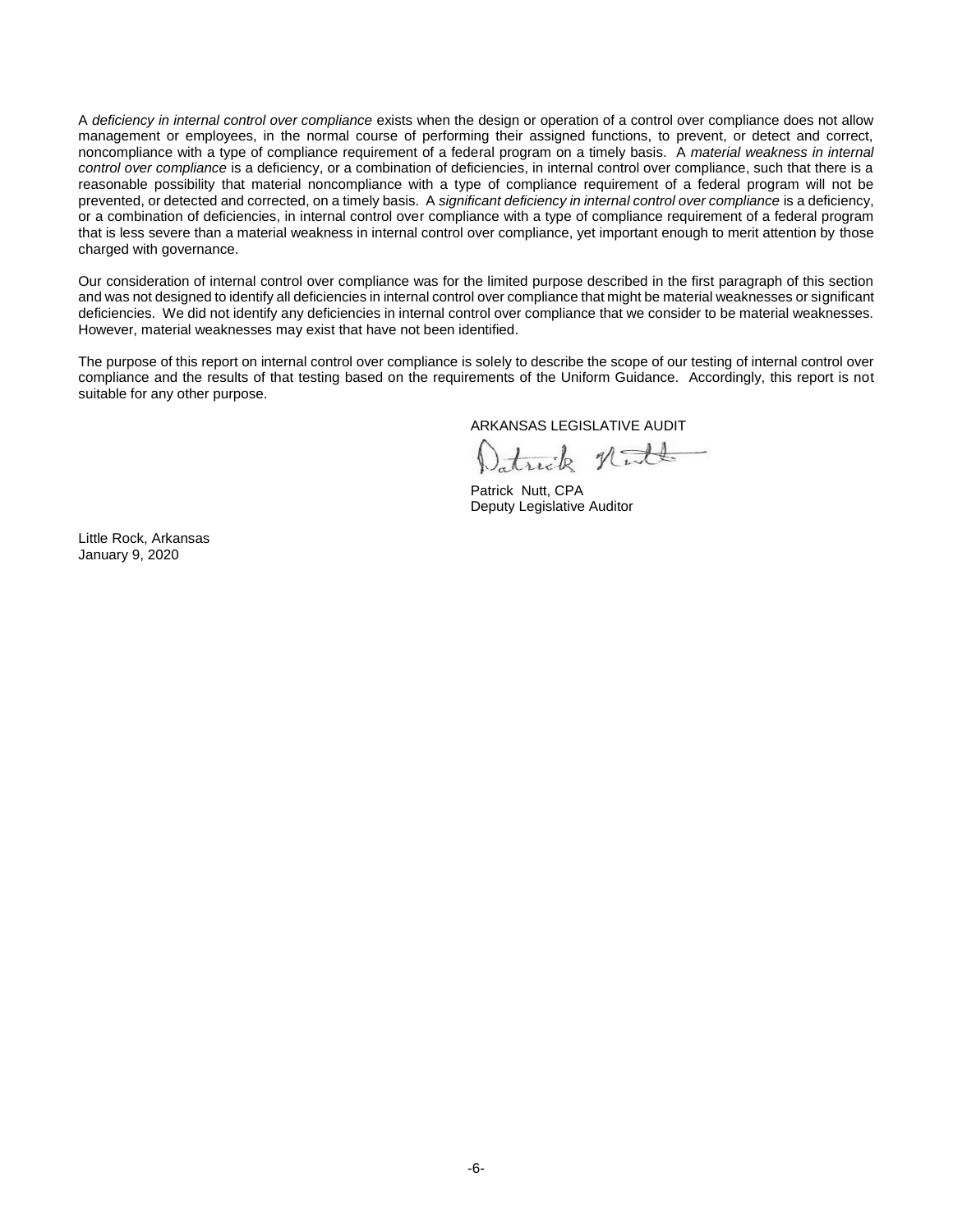A *deficiency in internal control over compliance* exists when the design or operation of a control over compliance does not allow management or employees, in the normal course of performing their assigned functions, to prevent, or detect and correct, noncompliance with a type of compliance requirement of a federal program on a timely basis. A *material weakness in internal control over compliance* is a deficiency, or a combination of deficiencies, in internal control over compliance, such that there is a reasonable possibility that material noncompliance with a type of compliance requirement of a federal program will not be prevented, or detected and corrected, on a timely basis. A *significant deficiency in internal control over compliance* is a deficiency, or a combination of deficiencies, in internal control over compliance with a type of compliance requirement of a federal program that is less severe than a material weakness in internal control over compliance, yet important enough to merit attention by those charged with governance.

Our consideration of internal control over compliance was for the limited purpose described in the first paragraph of this section and was not designed to identify all deficiencies in internal control over compliance that might be material weaknesses or significant deficiencies. We did not identify any deficiencies in internal control over compliance that we consider to be material weaknesses. However, material weaknesses may exist that have not been identified.

The purpose of this report on internal control over compliance is solely to describe the scope of our testing of internal control over compliance and the results of that testing based on the requirements of the Uniform Guidance. Accordingly, this report is not suitable for any other purpose.

ARKANSAS LEGISLATIVE AUDIT

Patrick Nutt, CPA
Deputy Legislative Auditor

Little Rock, Arkansas
January 9, 2020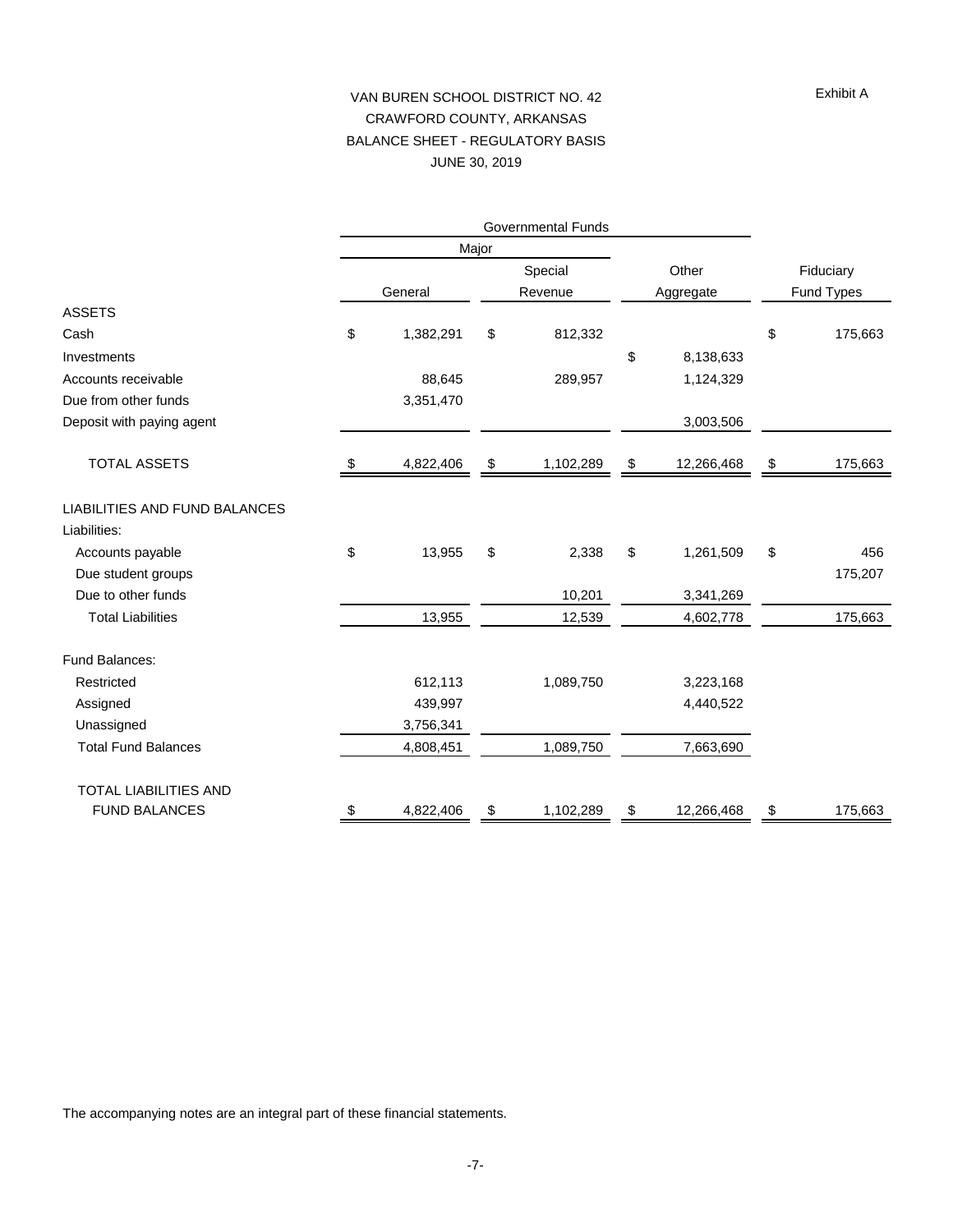Exhibit A

# VAN BUREN SCHOOL DISTRICT NO. 42
## CRAWFORD COUNTY, ARKANSAS
## BALANCE SHEET - REGULATORY BASIS
## JUNE 30, 2019

| | Governmental Funds | | | |
|---|---|---|---|---|
| | Major | | | |
| | General | Special Revenue | Other Aggregate | Fiduciary Fund Types |
| **ASSETS** | | | | |
| Cash | $ 1,382,291 | $ 812,332 | | $ 175,663 |
| Investments | | | $ 8,138,633 | |
| Accounts receivable | 88,645 | 289,957 | 1,124,329 | |
| Due from other funds | 3,351,470 | | | |
| Deposit with paying agent | | | 3,003,506 | |
| TOTAL ASSETS | $ 4,822,406 | $ 1,102,289 | $ 12,266,468 | $ 175,663 |
| **LIABILITIES AND FUND BALANCES** | | | | |
| Liabilities: | | | | |
| Accounts payable | $ 13,955 | $ 2,338 | $ 1,261,509 | $ 456 |
| Due student groups | | | | 175,207 |
| Due to other funds | | 10,201 | 3,341,269 | |
| Total Liabilities | 13,955 | 12,539 | 4,602,778 | 175,663 |
| Fund Balances: | | | | |
| Restricted | 612,113 | 1,089,750 | 3,223,168 | |
| Assigned | 439,997 | | 4,440,522 | |
| Unassigned | 3,756,341 | | | |
| Total Fund Balances | 4,808,451 | 1,089,750 | 7,663,690 | |
| TOTAL LIABILITIES AND FUND BALANCES | $ 4,822,406 | $ 1,102,289 | $ 12,266,468 | $ 175,663 |

The accompanying notes are an integral part of these financial statements.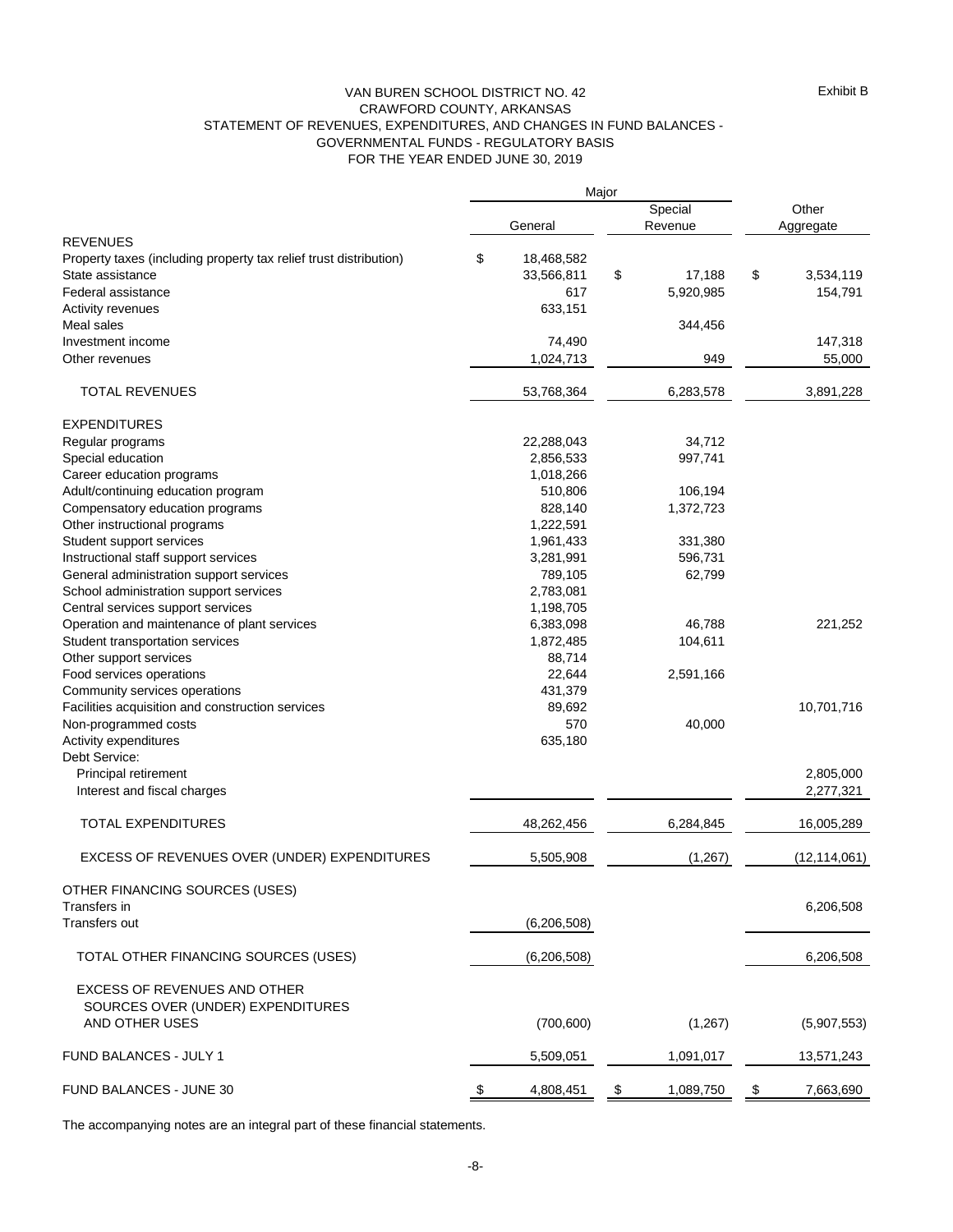Exhibit B

# VAN BUREN SCHOOL DISTRICT NO. 42
## CRAWFORD COUNTY, ARKANSAS
## STATEMENT OF REVENUES, EXPENDITURES, AND CHANGES IN FUND BALANCES - GOVERNMENTAL FUNDS - REGULATORY BASIS
## FOR THE YEAR ENDED JUNE 30, 2019

| | Major | | |
|---|---|---|---|
| | General | Special Revenue | Other Aggregate |
| **REVENUES** | | | |
| Property taxes (including property tax relief trust distribution) | $ 18,468,582 | | |
| State assistance | 33,566,811 | $ 17,188 | $ 3,534,119 |
| Federal assistance | 617 | 5,920,985 | 154,791 |
| Activity revenues | 633,151 | | |
| Meal sales | | 344,456 | |
| Investment income | 74,490 | | 147,318 |
| Other revenues | 1,024,713 | 949 | 55,000 |
| TOTAL REVENUES | 53,768,364 | 6,283,578 | 3,891,228 |
| **EXPENDITURES** | | | |
| Regular programs | 22,288,043 | 34,712 | |
| Special education | 2,856,533 | 997,741 | |
| Career education programs | 1,018,266 | | |
| Adult/continuing education program | 510,806 | 106,194 | |
| Compensatory education programs | 828,140 | 1,372,723 | |
| Other instructional programs | 1,222,591 | | |
| Student support services | 1,961,433 | 331,380 | |
| Instructional staff support services | 3,281,991 | 596,731 | |
| General administration support services | 789,105 | 62,799 | |
| School administration support services | 2,783,081 | | |
| Central services support services | 1,198,705 | | |
| Operation and maintenance of plant services | 6,383,098 | 46,788 | 221,252 |
| Student transportation services | 1,872,485 | 104,611 | |
| Other support services | 88,714 | | |
| Food services operations | 22,644 | 2,591,166 | |
| Community services operations | 431,379 | | |
| Facilities acquisition and construction services | 89,692 | | 10,701,716 |
| Non-programmed costs | 570 | 40,000 | |
| Activity expenditures | 635,180 | | |
| Debt Service: | | | |
| Principal retirement | | | 2,805,000 |
| Interest and fiscal charges | | | 2,277,321 |
| TOTAL EXPENDITURES | 48,262,456 | 6,284,845 | 16,005,289 |
| EXCESS OF REVENUES OVER (UNDER) EXPENDITURES | 5,505,908 | (1,267) | (12,114,061) |
| **OTHER FINANCING SOURCES (USES)** | | | |
| Transfers in | | | 6,206,508 |
| Transfers out | (6,206,508) | | |
| TOTAL OTHER FINANCING SOURCES (USES) | (6,206,508) | | 6,206,508 |
| EXCESS OF REVENUES AND OTHER SOURCES OVER (UNDER) EXPENDITURES AND OTHER USES | (700,600) | (1,267) | (5,907,553) |
| FUND BALANCES - JULY 1 | 5,509,051 | 1,091,017 | 13,571,243 |
| FUND BALANCES - JUNE 30 | $ 4,808,451 | $ 1,089,750 | $ 7,663,690 |

The accompanying notes are an integral part of these financial statements.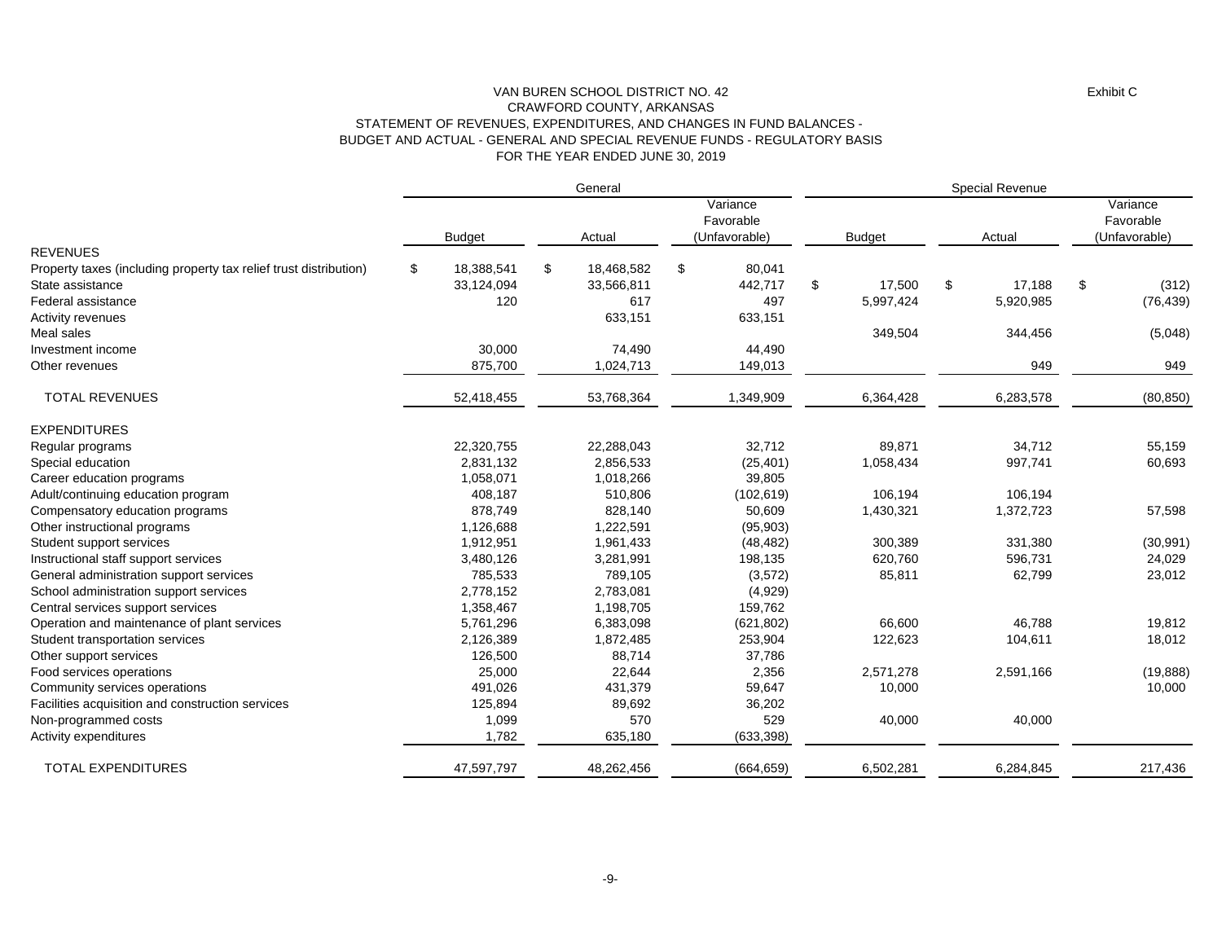Exhibit C

# VAN BUREN SCHOOL DISTRICT NO. 42
## CRAWFORD COUNTY, ARKANSAS
## STATEMENT OF REVENUES, EXPENDITURES, AND CHANGES IN FUND BALANCES - BUDGET AND ACTUAL - GENERAL AND SPECIAL REVENUE FUNDS - REGULATORY BASIS
## FOR THE YEAR ENDED JUNE 30, 2019

| | General | | | Special Revenue | | |
|---|---|---|---|---|---|---|
| | Budget | Actual | Variance Favorable (Unfavorable) | Budget | Actual | Variance Favorable (Unfavorable) |
| **REVENUES** | | | | | | |
| Property taxes (including property tax relief trust distribution) | $ 18,388,541 | $ 18,468,582 | $ 80,041 | | | |
| State assistance | 33,124,094 | 33,566,811 | 442,717 | $ 17,500 | $ 17,188 | $ (312) |
| Federal assistance | 120 | 617 | 497 | 5,997,424 | 5,920,985 | (76,439) |
| Activity revenues | | 633,151 | 633,151 | | | |
| Meal sales | | | | 349,504 | 344,456 | (5,048) |
| Investment income | 30,000 | 74,490 | 44,490 | | | |
| Other revenues | 875,700 | 1,024,713 | 149,013 | | 949 | 949 |
| TOTAL REVENUES | 52,418,455 | 53,768,364 | 1,349,909 | 6,364,428 | 6,283,578 | (80,850) |
| **EXPENDITURES** | | | | | | |
| Regular programs | 22,320,755 | 22,288,043 | 32,712 | 89,871 | 34,712 | 55,159 |
| Special education | 2,831,132 | 2,856,533 | (25,401) | 1,058,434 | 997,741 | 60,693 |
| Career education programs | 1,058,071 | 1,018,266 | 39,805 | | | |
| Adult/continuing education program | 408,187 | 510,806 | (102,619) | 106,194 | 106,194 | |
| Compensatory education programs | 878,749 | 828,140 | 50,609 | 1,430,321 | 1,372,723 | 57,598 |
| Other instructional programs | 1,126,688 | 1,222,591 | (95,903) | | | |
| Student support services | 1,912,951 | 1,961,433 | (48,482) | 300,389 | 331,380 | (30,991) |
| Instructional staff support services | 3,480,126 | 3,281,991 | 198,135 | 620,760 | 596,731 | 24,029 |
| General administration support services | 785,533 | 789,105 | (3,572) | 85,811 | 62,799 | 23,012 |
| School administration support services | 2,778,152 | 2,783,081 | (4,929) | | | |
| Central services support services | 1,358,467 | 1,198,705 | 159,762 | | | |
| Operation and maintenance of plant services | 5,761,296 | 6,383,098 | (621,802) | 66,600 | 46,788 | 19,812 |
| Student transportation services | 2,126,389 | 1,872,485 | 253,904 | 122,623 | 104,611 | 18,012 |
| Other support services | 126,500 | 88,714 | 37,786 | | | |
| Food services operations | 25,000 | 22,644 | 2,356 | 2,571,278 | 2,591,166 | (19,888) |
| Community services operations | 491,026 | 431,379 | 59,647 | 10,000 | | 10,000 |
| Facilities acquisition and construction services | 125,894 | 89,692 | 36,202 | | | |
| Non-programmed costs | 1,099 | 570 | 529 | 40,000 | 40,000 | |
| Activity expenditures | 1,782 | 635,180 | (633,398) | | | |
| TOTAL EXPENDITURES | 47,597,797 | 48,262,456 | (664,659) | 6,502,281 | 6,284,845 | 217,436 |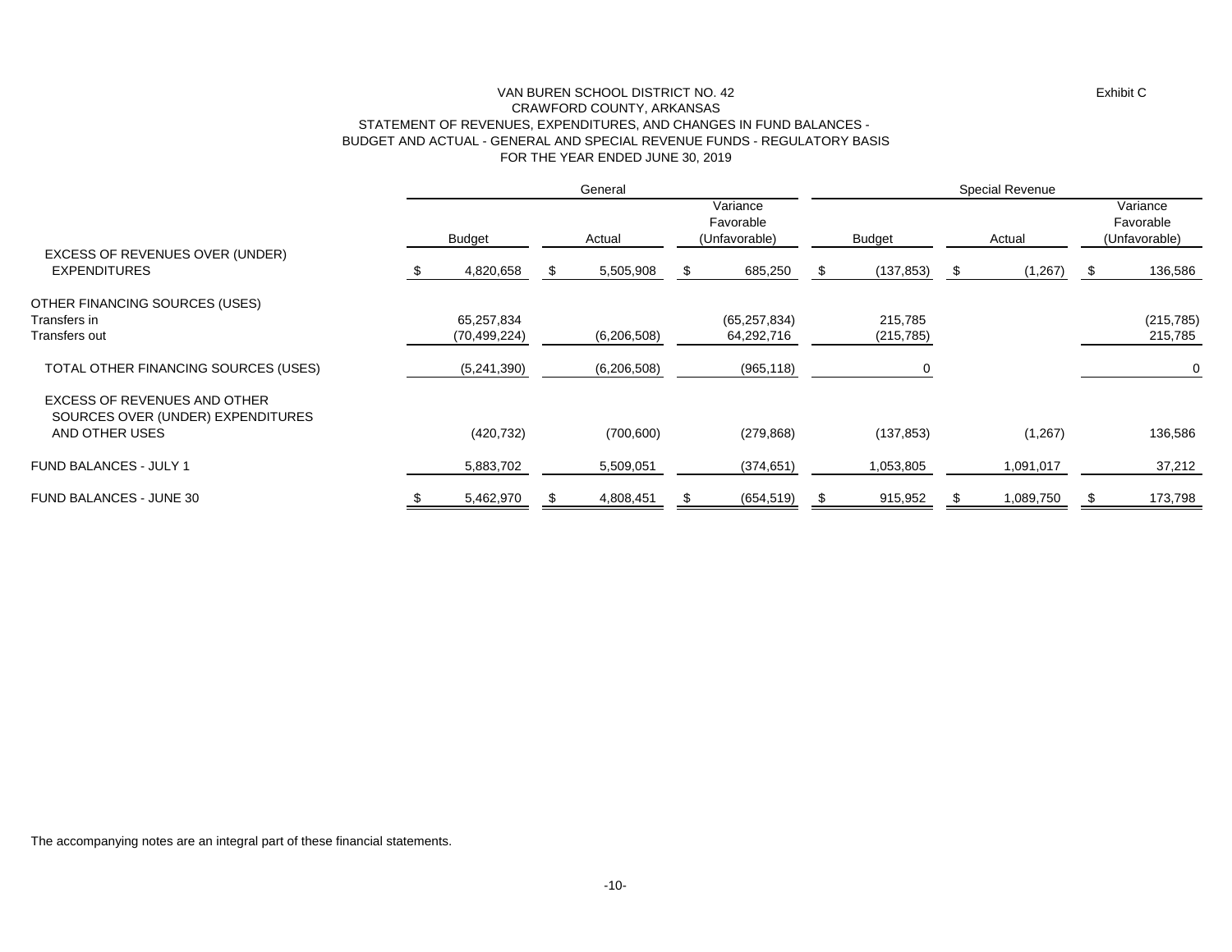Exhibit C

# VAN BUREN SCHOOL DISTRICT NO. 42
## CRAWFORD COUNTY, ARKANSAS
## STATEMENT OF REVENUES, EXPENDITURES, AND CHANGES IN FUND BALANCES - BUDGET AND ACTUAL - GENERAL AND SPECIAL REVENUE FUNDS - REGULATORY BASIS
## FOR THE YEAR ENDED JUNE 30, 2019

| | General | | | Special Revenue | | |
|---|---|---|---|---|---|---|
| | Budget | Actual | Variance Favorable (Unfavorable) | Budget | Actual | Variance Favorable (Unfavorable) |
| EXCESS OF REVENUES OVER (UNDER) EXPENDITURES | $ 4,820,658 | $ 5,505,908 | $ 685,250 | $ (137,853) | $ (1,267) | $ 136,586 |
| OTHER FINANCING SOURCES (USES) | | | | | | |
| Transfers in | 65,257,834 | | (65,257,834) | 215,785 | | (215,785) |
| Transfers out | (70,499,224) | (6,206,508) | 64,292,716 | (215,785) | | 215,785 |
| TOTAL OTHER FINANCING SOURCES (USES) | (5,241,390) | (6,206,508) | (965,118) | 0 | | 0 |
| EXCESS OF REVENUES AND OTHER SOURCES OVER (UNDER) EXPENDITURES AND OTHER USES | (420,732) | (700,600) | (279,868) | (137,853) | (1,267) | 136,586 |
| FUND BALANCES - JULY 1 | 5,883,702 | 5,509,051 | (374,651) | 1,053,805 | 1,091,017 | 37,212 |
| FUND BALANCES - JUNE 30 | $ 5,462,970 | $ 4,808,451 | $ (654,519) | $ 915,952 | $ 1,089,750 | $ 173,798 |

The accompanying notes are an integral part of these financial statements.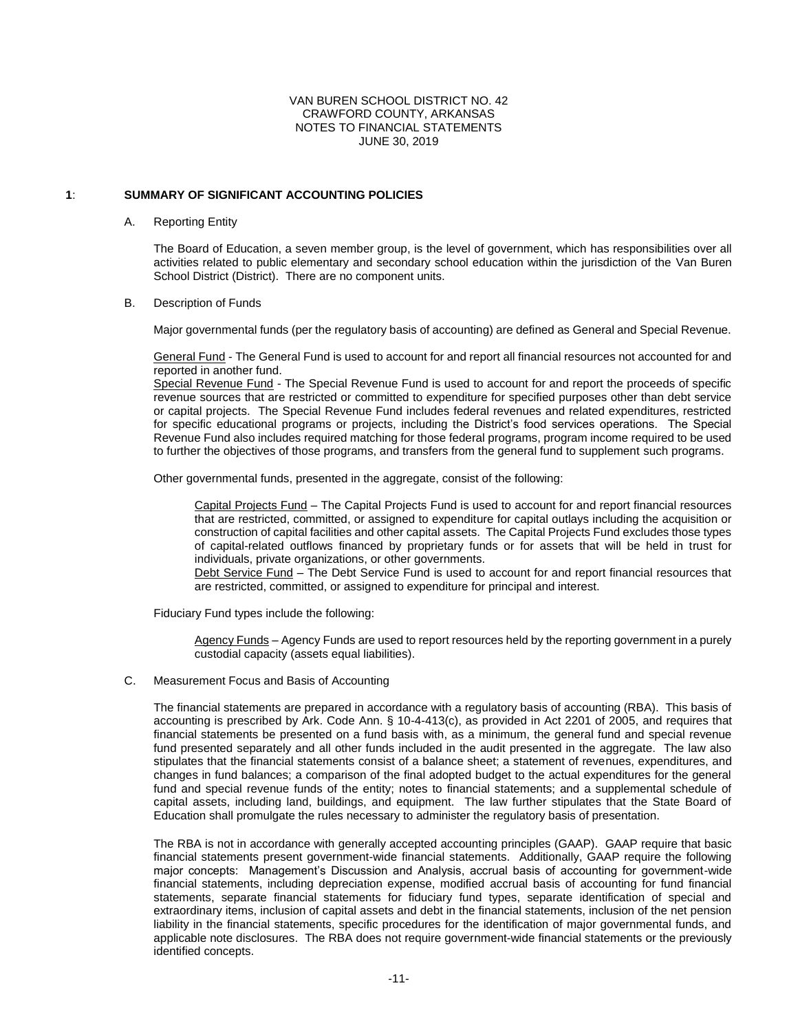VAN BUREN SCHOOL DISTRICT NO. 42
CRAWFORD COUNTY, ARKANSAS
NOTES TO FINANCIAL STATEMENTS
JUNE 30, 2019

## 1: SUMMARY OF SIGNIFICANT ACCOUNTING POLICIES

### A. Reporting Entity

The Board of Education, a seven member group, is the level of government, which has responsibilities over all activities related to public elementary and secondary school education within the jurisdiction of the Van Buren School District (District). There are no component units.

### B. Description of Funds

Major governmental funds (per the regulatory basis of accounting) are defined as General and Special Revenue.

General Fund - The General Fund is used to account for and report all financial resources not accounted for and reported in another fund.

Special Revenue Fund - The Special Revenue Fund is used to account for and report the proceeds of specific revenue sources that are restricted or committed to expenditure for specified purposes other than debt service or capital projects. The Special Revenue Fund includes federal revenues and related expenditures, restricted for specific educational programs or projects, including the District's food services operations. The Special Revenue Fund also includes required matching for those federal programs, program income required to be used to further the objectives of those programs, and transfers from the general fund to supplement such programs.

Other governmental funds, presented in the aggregate, consist of the following:

Capital Projects Fund – The Capital Projects Fund is used to account for and report financial resources that are restricted, committed, or assigned to expenditure for capital outlays including the acquisition or construction of capital facilities and other capital assets. The Capital Projects Fund excludes those types of capital-related outflows financed by proprietary funds or for assets that will be held in trust for individuals, private organizations, or other governments.

Debt Service Fund – The Debt Service Fund is used to account for and report financial resources that are restricted, committed, or assigned to expenditure for principal and interest.

Fiduciary Fund types include the following:

Agency Funds – Agency Funds are used to report resources held by the reporting government in a purely custodial capacity (assets equal liabilities).

### C. Measurement Focus and Basis of Accounting

The financial statements are prepared in accordance with a regulatory basis of accounting (RBA). This basis of accounting is prescribed by Ark. Code Ann. § 10-4-413(c), as provided in Act 2201 of 2005, and requires that financial statements be presented on a fund basis with, as a minimum, the general fund and special revenue fund presented separately and all other funds included in the audit presented in the aggregate. The law also stipulates that the financial statements consist of a balance sheet; a statement of revenues, expenditures, and changes in fund balances; a comparison of the final adopted budget to the actual expenditures for the general fund and special revenue funds of the entity; notes to financial statements; and a supplemental schedule of capital assets, including land, buildings, and equipment. The law further stipulates that the State Board of Education shall promulgate the rules necessary to administer the regulatory basis of presentation.

The RBA is not in accordance with generally accepted accounting principles (GAAP). GAAP require that basic financial statements present government-wide financial statements. Additionally, GAAP require the following major concepts: Management's Discussion and Analysis, accrual basis of accounting for government-wide financial statements, including depreciation expense, modified accrual basis of accounting for fund financial statements, separate financial statements for fiduciary fund types, separate identification of special and extraordinary items, inclusion of capital assets and debt in the financial statements, inclusion of the net pension liability in the financial statements, specific procedures for the identification of major governmental funds, and applicable note disclosures. The RBA does not require government-wide financial statements or the previously identified concepts.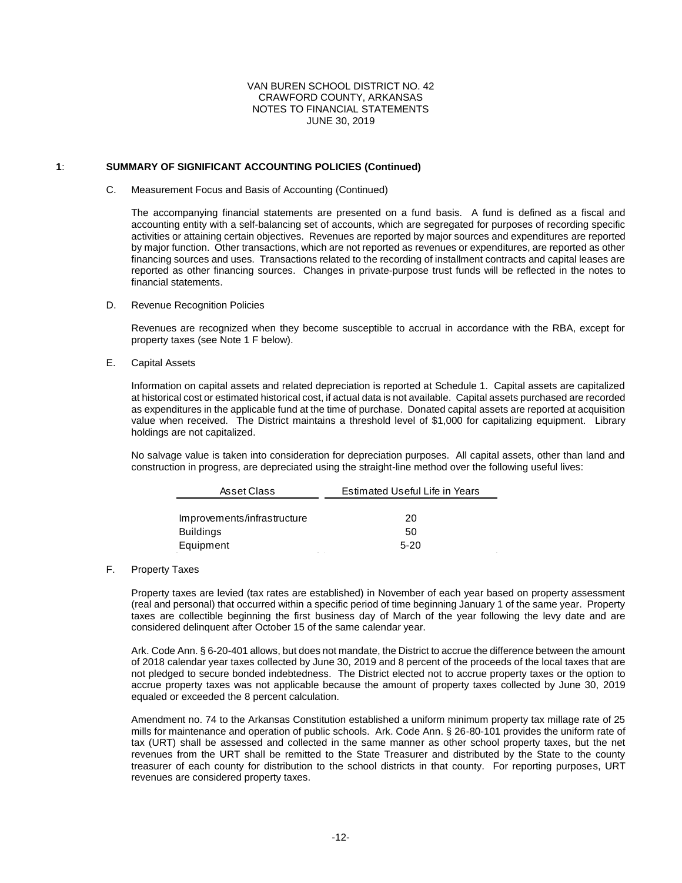VAN BUREN SCHOOL DISTRICT NO. 42
CRAWFORD COUNTY, ARKANSAS
NOTES TO FINANCIAL STATEMENTS
JUNE 30, 2019

**1**: **SUMMARY OF SIGNIFICANT ACCOUNTING POLICIES (Continued)**

C. Measurement Focus and Basis of Accounting (Continued)

The accompanying financial statements are presented on a fund basis. A fund is defined as a fiscal and accounting entity with a self-balancing set of accounts, which are segregated for purposes of recording specific activities or attaining certain objectives. Revenues are reported by major sources and expenditures are reported by major function. Other transactions, which are not reported as revenues or expenditures, are reported as other financing sources and uses. Transactions related to the recording of installment contracts and capital leases are reported as other financing sources. Changes in private-purpose trust funds will be reflected in the notes to financial statements.

D. Revenue Recognition Policies

Revenues are recognized when they become susceptible to accrual in accordance with the RBA, except for property taxes (see Note 1 F below).

E. Capital Assets

Information on capital assets and related depreciation is reported at Schedule 1. Capital assets are capitalized at historical cost or estimated historical cost, if actual data is not available. Capital assets purchased are recorded as expenditures in the applicable fund at the time of purchase. Donated capital assets are reported at acquisition value when received. The District maintains a threshold level of $1,000 for capitalizing equipment. Library holdings are not capitalized.

No salvage value is taken into consideration for depreciation purposes. All capital assets, other than land and construction in progress, are depreciated using the straight-line method over the following useful lives:

| Asset Class | Estimated Useful Life in Years |
|---|---|
| Improvements/infrastructure | 20 |
| Buildings | 50 |
| Equipment | 5-20 |

F. Property Taxes

Property taxes are levied (tax rates are established) in November of each year based on property assessment (real and personal) that occurred within a specific period of time beginning January 1 of the same year. Property taxes are collectible beginning the first business day of March of the year following the levy date and are considered delinquent after October 15 of the same calendar year.

Ark. Code Ann. § 6-20-401 allows, but does not mandate, the District to accrue the difference between the amount of 2018 calendar year taxes collected by June 30, 2019 and 8 percent of the proceeds of the local taxes that are not pledged to secure bonded indebtedness. The District elected not to accrue property taxes or the option to accrue property taxes was not applicable because the amount of property taxes collected by June 30, 2019 equaled or exceeded the 8 percent calculation.

Amendment no. 74 to the Arkansas Constitution established a uniform minimum property tax millage rate of 25 mills for maintenance and operation of public schools. Ark. Code Ann. § 26-80-101 provides the uniform rate of tax (URT) shall be assessed and collected in the same manner as other school property taxes, but the net revenues from the URT shall be remitted to the State Treasurer and distributed by the State to the county treasurer of each county for distribution to the school districts in that county. For reporting purposes, URT revenues are considered property taxes.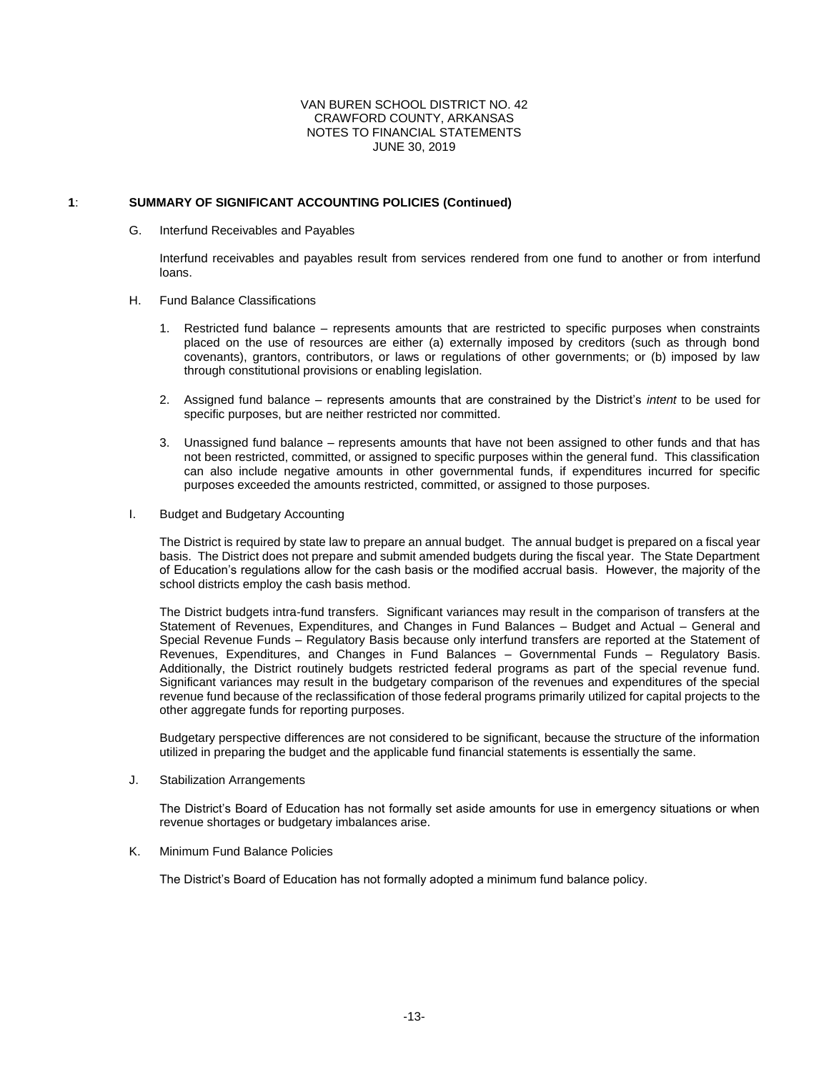VAN BUREN SCHOOL DISTRICT NO. 42
CRAWFORD COUNTY, ARKANSAS
NOTES TO FINANCIAL STATEMENTS
JUNE 30, 2019

**1**: **SUMMARY OF SIGNIFICANT ACCOUNTING POLICIES (Continued)**

G. Interfund Receivables and Payables

Interfund receivables and payables result from services rendered from one fund to another or from interfund loans.

H. Fund Balance Classifications

1. Restricted fund balance – represents amounts that are restricted to specific purposes when constraints placed on the use of resources are either (a) externally imposed by creditors (such as through bond covenants), grantors, contributors, or laws or regulations of other governments; or (b) imposed by law through constitutional provisions or enabling legislation.

2. Assigned fund balance – represents amounts that are constrained by the District's *intent* to be used for specific purposes, but are neither restricted nor committed.

3. Unassigned fund balance – represents amounts that have not been assigned to other funds and that has not been restricted, committed, or assigned to specific purposes within the general fund. This classification can also include negative amounts in other governmental funds, if expenditures incurred for specific purposes exceeded the amounts restricted, committed, or assigned to those purposes.

I. Budget and Budgetary Accounting

The District is required by state law to prepare an annual budget. The annual budget is prepared on a fiscal year basis. The District does not prepare and submit amended budgets during the fiscal year. The State Department of Education's regulations allow for the cash basis or the modified accrual basis. However, the majority of the school districts employ the cash basis method.

The District budgets intra-fund transfers. Significant variances may result in the comparison of transfers at the Statement of Revenues, Expenditures, and Changes in Fund Balances – Budget and Actual – General and Special Revenue Funds – Regulatory Basis because only interfund transfers are reported at the Statement of Revenues, Expenditures, and Changes in Fund Balances – Governmental Funds – Regulatory Basis. Additionally, the District routinely budgets restricted federal programs as part of the special revenue fund. Significant variances may result in the budgetary comparison of the revenues and expenditures of the special revenue fund because of the reclassification of those federal programs primarily utilized for capital projects to the other aggregate funds for reporting purposes.

Budgetary perspective differences are not considered to be significant, because the structure of the information utilized in preparing the budget and the applicable fund financial statements is essentially the same.

J. Stabilization Arrangements

The District's Board of Education has not formally set aside amounts for use in emergency situations or when revenue shortages or budgetary imbalances arise.

K. Minimum Fund Balance Policies

The District's Board of Education has not formally adopted a minimum fund balance policy.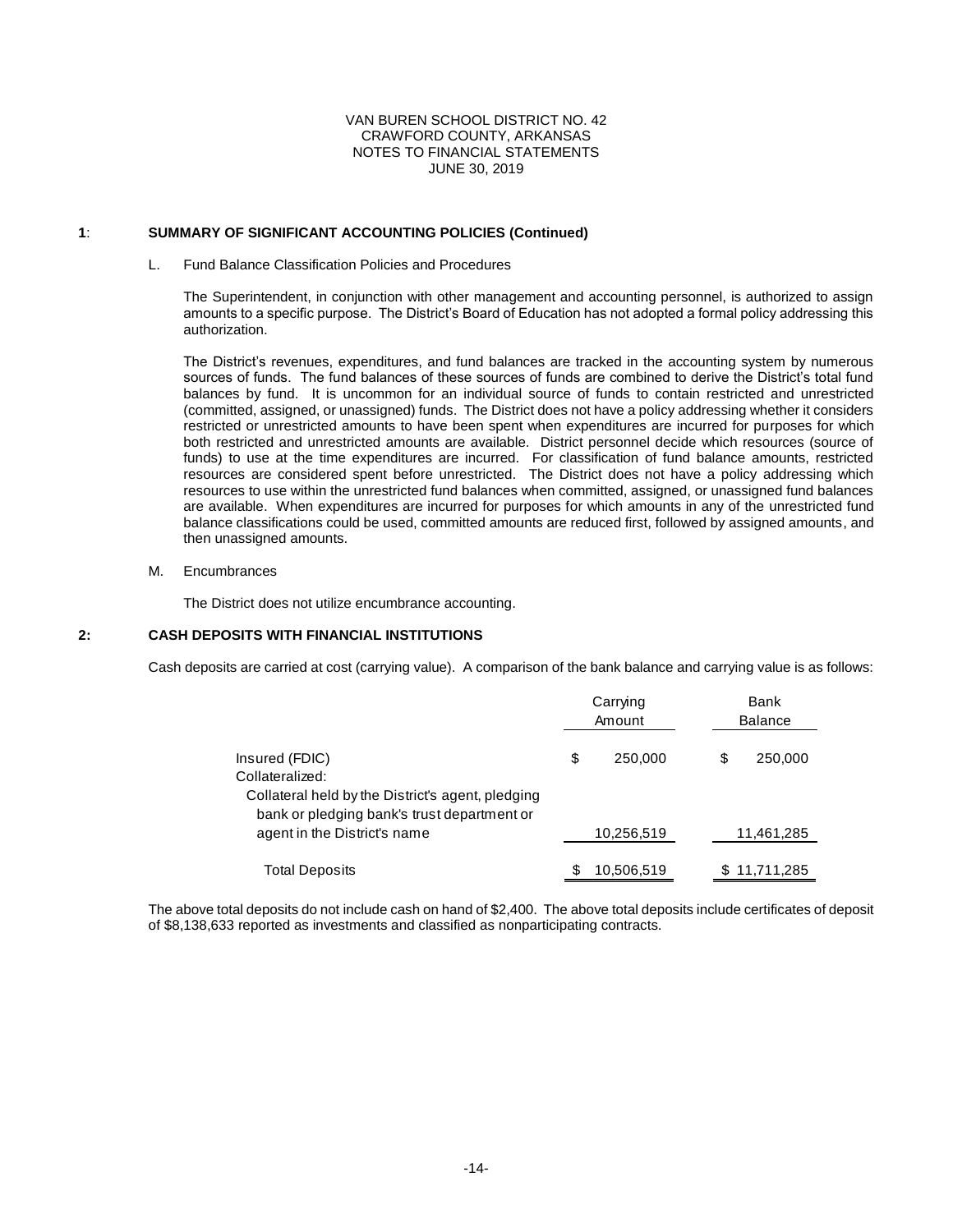VAN BUREN SCHOOL DISTRICT NO. 42
CRAWFORD COUNTY, ARKANSAS
NOTES TO FINANCIAL STATEMENTS
JUNE 30, 2019

## 1: SUMMARY OF SIGNIFICANT ACCOUNTING POLICIES (Continued)

L. Fund Balance Classification Policies and Procedures

The Superintendent, in conjunction with other management and accounting personnel, is authorized to assign amounts to a specific purpose. The District's Board of Education has not adopted a formal policy addressing this authorization.

The District's revenues, expenditures, and fund balances are tracked in the accounting system by numerous sources of funds. The fund balances of these sources of funds are combined to derive the District's total fund balances by fund. It is uncommon for an individual source of funds to contain restricted and unrestricted (committed, assigned, or unassigned) funds. The District does not have a policy addressing whether it considers restricted or unrestricted amounts to have been spent when expenditures are incurred for purposes for which both restricted and unrestricted amounts are available. District personnel decide which resources (source of funds) to use at the time expenditures are incurred. For classification of fund balance amounts, restricted resources are considered spent before unrestricted. The District does not have a policy addressing which resources to use within the unrestricted fund balances when committed, assigned, or unassigned fund balances are available. When expenditures are incurred for purposes for which amounts in any of the unrestricted fund balance classifications could be used, committed amounts are reduced first, followed by assigned amounts, and then unassigned amounts.

M. Encumbrances

The District does not utilize encumbrance accounting.

## 2: CASH DEPOSITS WITH FINANCIAL INSTITUTIONS

Cash deposits are carried at cost (carrying value). A comparison of the bank balance and carrying value is as follows:

| | Carrying Amount | Bank Balance |
|---|---|---|
| Insured (FDIC) | $ 250,000 | $ 250,000 |
| Collateralized: | | |
| Collateral held by the District's agent, pledging bank or pledging bank's trust department or agent in the District's name | 10,256,519 | 11,461,285 |
| Total Deposits | $ 10,506,519 | $ 11,711,285 |

The above total deposits do not include cash on hand of $2,400. The above total deposits include certificates of deposit of $8,138,633 reported as investments and classified as nonparticipating contracts.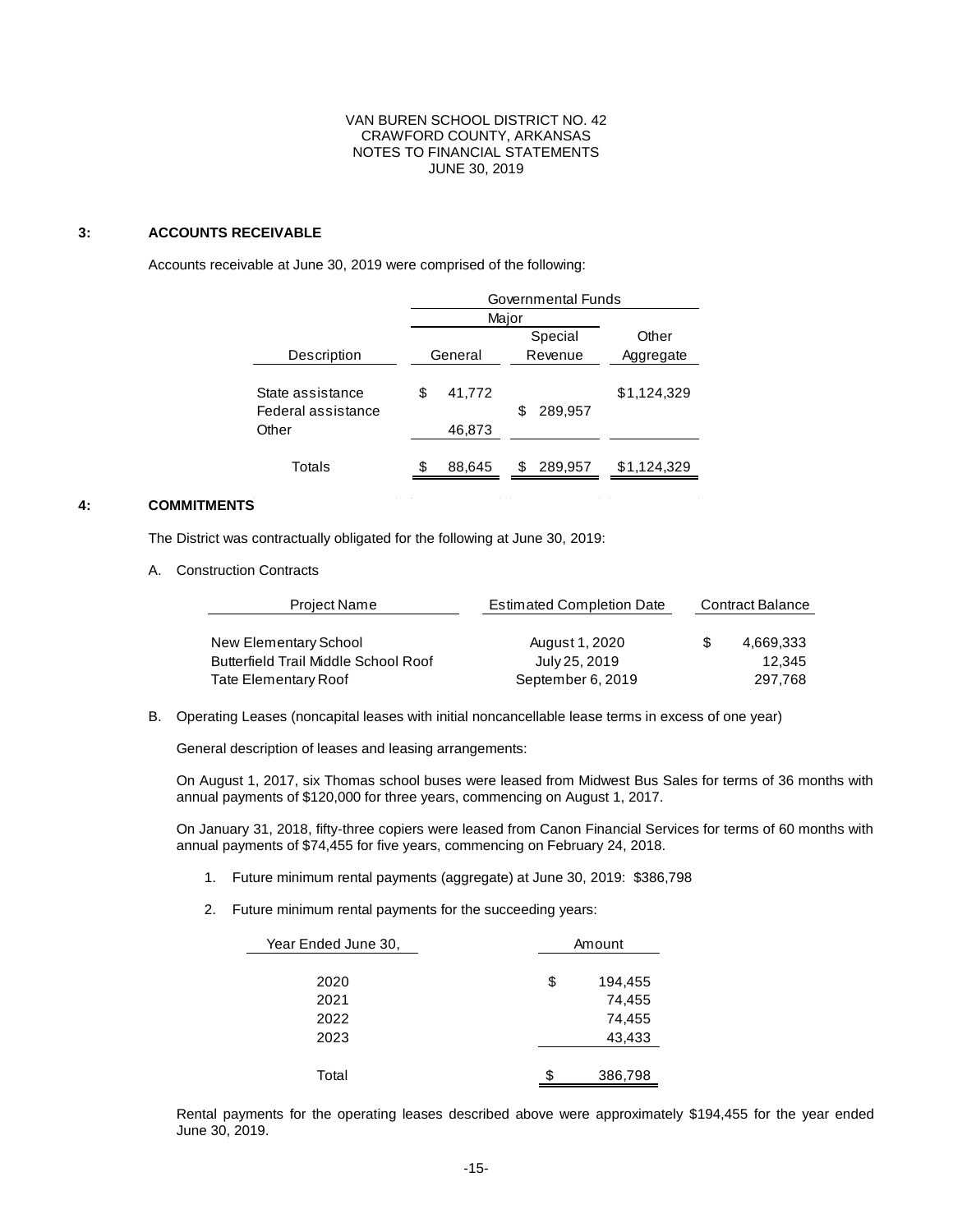VAN BUREN SCHOOL DISTRICT NO. 42
CRAWFORD COUNTY, ARKANSAS
NOTES TO FINANCIAL STATEMENTS
JUNE 30, 2019

## 3: ACCOUNTS RECEIVABLE

Accounts receivable at June 30, 2019 were comprised of the following:

| | Governmental Funds | | |
|---|---|---|---|
| | Major | | |
| Description | General | Special Revenue | Other Aggregate |
| State assistance | $ 41,772 | | $1,124,329 |
| Federal assistance | | $ 289,957 | |
| Other | 46,873 | | |
| Totals | $ 88,645 | $ 289,957 | $1,124,329 |

## 4: COMMITMENTS

The District was contractually obligated for the following at June 30, 2019:

A. Construction Contracts

| Project Name | Estimated Completion Date | Contract Balance |
|---|---|---|
| New Elementary School | August 1, 2020 | $ 4,669,333 |
| Butterfield Trail Middle School Roof | July 25, 2019 | 12,345 |
| Tate Elementary Roof | September 6, 2019 | 297,768 |

B. Operating Leases (noncapital leases with initial noncancellable lease terms in excess of one year)

General description of leases and leasing arrangements:

On August 1, 2017, six Thomas school buses were leased from Midwest Bus Sales for terms of 36 months with annual payments of $120,000 for three years, commencing on August 1, 2017.

On January 31, 2018, fifty-three copiers were leased from Canon Financial Services for terms of 60 months with annual payments of $74,455 for five years, commencing on February 24, 2018.

1. Future minimum rental payments (aggregate) at June 30, 2019: $386,798

2. Future minimum rental payments for the succeeding years:

| Year Ended June 30, | Amount |
|---|---|
| 2020 | $ 194,455 |
| 2021 | 74,455 |
| 2022 | 74,455 |
| 2023 | 43,433 |
| Total | $ 386,798 |

Rental payments for the operating leases described above were approximately $194,455 for the year ended June 30, 2019.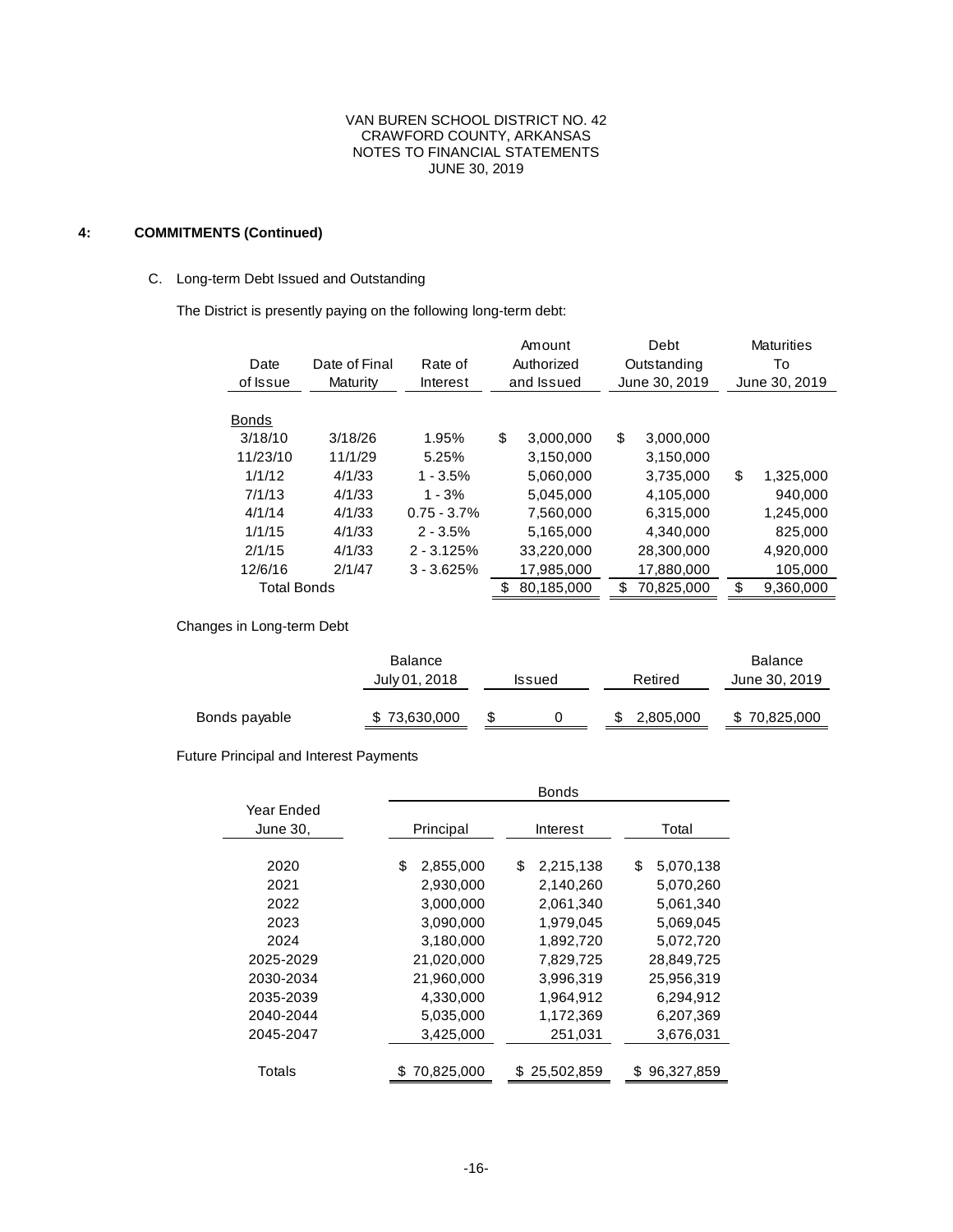VAN BUREN SCHOOL DISTRICT NO. 42
CRAWFORD COUNTY, ARKANSAS
NOTES TO FINANCIAL STATEMENTS
JUNE 30, 2019

## 4: COMMITMENTS (Continued)

C. Long-term Debt Issued and Outstanding

The District is presently paying on the following long-term debt:

| Date of Issue | Date of Final Maturity | Rate of Interest | Amount Authorized and Issued | Debt Outstanding June 30, 2019 | Maturities To June 30, 2019 |
|---|---|---|---|---|---|
| Bonds | | | | | |
| 3/18/10 | 3/18/26 | 1.95% | $ 3,000,000 | $ 3,000,000 | |
| 11/23/10 | 11/1/29 | 5.25% | 3,150,000 | 3,150,000 | |
| 1/1/12 | 4/1/33 | 1 - 3.5% | 5,060,000 | 3,735,000 | $ 1,325,000 |
| 7/1/13 | 4/1/33 | 1 - 3% | 5,045,000 | 4,105,000 | 940,000 |
| 4/1/14 | 4/1/33 | 0.75 - 3.7% | 7,560,000 | 6,315,000 | 1,245,000 |
| 1/1/15 | 4/1/33 | 2 - 3.5% | 5,165,000 | 4,340,000 | 825,000 |
| 2/1/15 | 4/1/33 | 2 - 3.125% | 33,220,000 | 28,300,000 | 4,920,000 |
| 12/6/16 | 2/1/47 | 3 - 3.625% | 17,985,000 | 17,880,000 | 105,000 |
| Total Bonds | | | $ 80,185,000 | $ 70,825,000 | $ 9,360,000 |

Changes in Long-term Debt

| | Balance July 01, 2018 | Issued | Retired | Balance June 30, 2019 |
|---|---|---|---|---|
| Bonds payable | $ 73,630,000 | $ 0 | $ 2,805,000 | $ 70,825,000 |

Future Principal and Interest Payments

| Year Ended June 30, | Bonds | | |
|---|---|---|---|
| | Principal | Interest | Total |
| 2020 | $ 2,855,000 | $ 2,215,138 | $ 5,070,138 |
| 2021 | 2,930,000 | 2,140,260 | 5,070,260 |
| 2022 | 3,000,000 | 2,061,340 | 5,061,340 |
| 2023 | 3,090,000 | 1,979,045 | 5,069,045 |
| 2024 | 3,180,000 | 1,892,720 | 5,072,720 |
| 2025-2029 | 21,020,000 | 7,829,725 | 28,849,725 |
| 2030-2034 | 21,960,000 | 3,996,319 | 25,956,319 |
| 2035-2039 | 4,330,000 | 1,964,912 | 6,294,912 |
| 2040-2044 | 5,035,000 | 1,172,369 | 6,207,369 |
| 2045-2047 | 3,425,000 | 251,031 | 3,676,031 |
| Totals | $ 70,825,000 | $ 25,502,859 | $ 96,327,859 |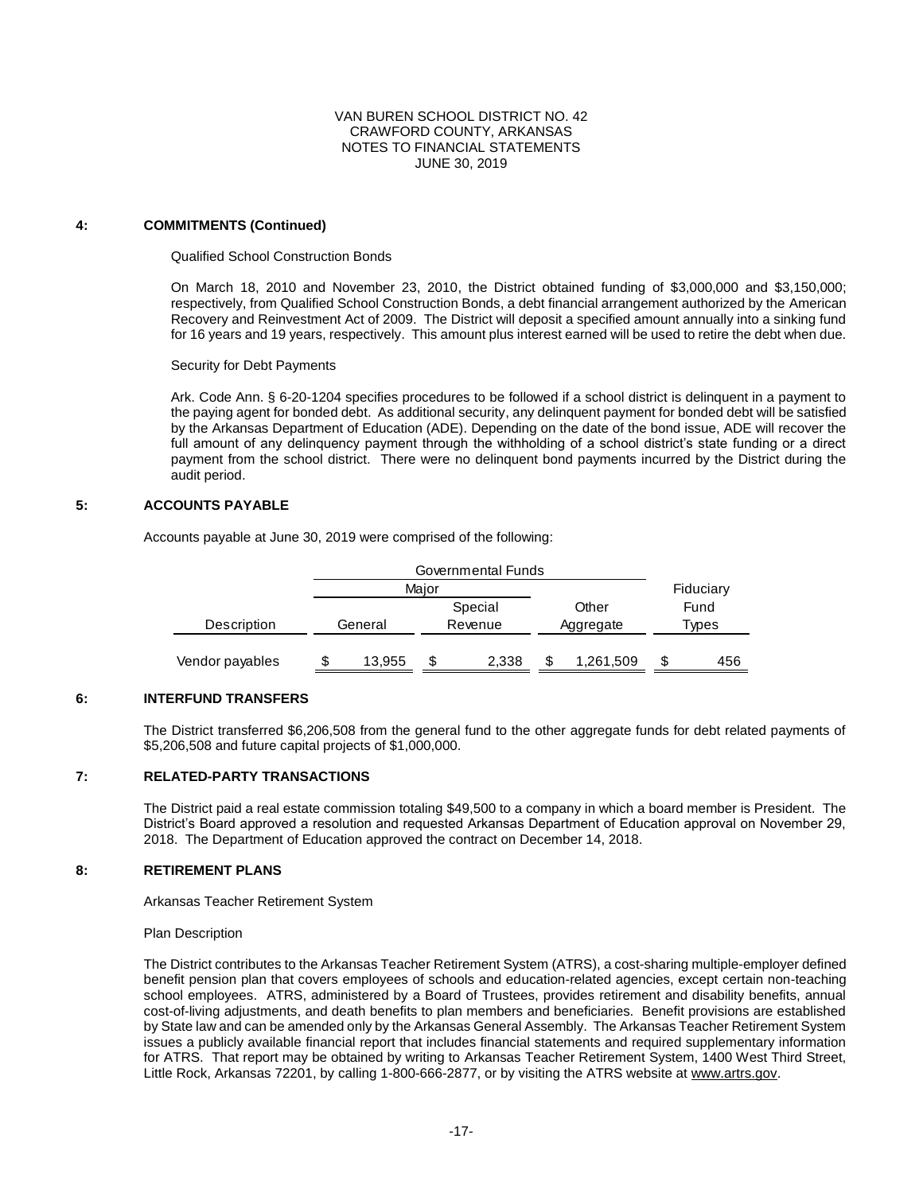VAN BUREN SCHOOL DISTRICT NO. 42
CRAWFORD COUNTY, ARKANSAS
NOTES TO FINANCIAL STATEMENTS
JUNE 30, 2019

## 4: COMMITMENTS (Continued)

Qualified School Construction Bonds

On March 18, 2010 and November 23, 2010, the District obtained funding of $3,000,000 and $3,150,000; respectively, from Qualified School Construction Bonds, a debt financial arrangement authorized by the American Recovery and Reinvestment Act of 2009. The District will deposit a specified amount annually into a sinking fund for 16 years and 19 years, respectively. This amount plus interest earned will be used to retire the debt when due.

Security for Debt Payments

Ark. Code Ann. § 6-20-1204 specifies procedures to be followed if a school district is delinquent in a payment to the paying agent for bonded debt. As additional security, any delinquent payment for bonded debt will be satisfied by the Arkansas Department of Education (ADE). Depending on the date of the bond issue, ADE will recover the full amount of any delinquency payment through the withholding of a school district's state funding or a direct payment from the school district. There were no delinquent bond payments incurred by the District during the audit period.

## 5: ACCOUNTS PAYABLE

Accounts payable at June 30, 2019 were comprised of the following:

| | Governmental Funds | | | |
|---|---|---|---|---|
| | Major | | | Fiduciary |
| | | Special | Other | Fund |
| Description | General | Revenue | Aggregate | Types |
| Vendor payables | $ 13,955 | $ 2,338 | $ 1,261,509 | $ 456 |

## 6: INTERFUND TRANSFERS

The District transferred $6,206,508 from the general fund to the other aggregate funds for debt related payments of $5,206,508 and future capital projects of $1,000,000.

## 7: RELATED-PARTY TRANSACTIONS

The District paid a real estate commission totaling $49,500 to a company in which a board member is President. The District's Board approved a resolution and requested Arkansas Department of Education approval on November 29, 2018. The Department of Education approved the contract on December 14, 2018.

## 8: RETIREMENT PLANS

Arkansas Teacher Retirement System

Plan Description

The District contributes to the Arkansas Teacher Retirement System (ATRS), a cost-sharing multiple-employer defined benefit pension plan that covers employees of schools and education-related agencies, except certain non-teaching school employees. ATRS, administered by a Board of Trustees, provides retirement and disability benefits, annual cost-of-living adjustments, and death benefits to plan members and beneficiaries. Benefit provisions are established by State law and can be amended only by the Arkansas General Assembly. The Arkansas Teacher Retirement System issues a publicly available financial report that includes financial statements and required supplementary information for ATRS. That report may be obtained by writing to Arkansas Teacher Retirement System, 1400 West Third Street, Little Rock, Arkansas 72201, by calling 1-800-666-2877, or by visiting the ATRS website at www.artrs.gov.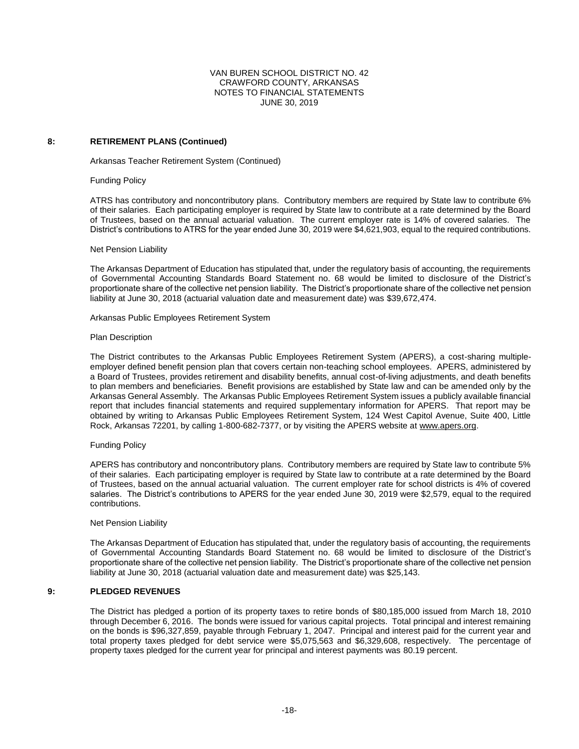VAN BUREN SCHOOL DISTRICT NO. 42
CRAWFORD COUNTY, ARKANSAS
NOTES TO FINANCIAL STATEMENTS
JUNE 30, 2019

## 8: RETIREMENT PLANS (Continued)

Arkansas Teacher Retirement System (Continued)

Funding Policy

ATRS has contributory and noncontributory plans. Contributory members are required by State law to contribute 6% of their salaries. Each participating employer is required by State law to contribute at a rate determined by the Board of Trustees, based on the annual actuarial valuation. The current employer rate is 14% of covered salaries. The District's contributions to ATRS for the year ended June 30, 2019 were $4,621,903, equal to the required contributions.

Net Pension Liability

The Arkansas Department of Education has stipulated that, under the regulatory basis of accounting, the requirements of Governmental Accounting Standards Board Statement no. 68 would be limited to disclosure of the District's proportionate share of the collective net pension liability. The District's proportionate share of the collective net pension liability at June 30, 2018 (actuarial valuation date and measurement date) was $39,672,474.

Arkansas Public Employees Retirement System

Plan Description

The District contributes to the Arkansas Public Employees Retirement System (APERS), a cost-sharing multiple-employer defined benefit pension plan that covers certain non-teaching school employees. APERS, administered by a Board of Trustees, provides retirement and disability benefits, annual cost-of-living adjustments, and death benefits to plan members and beneficiaries. Benefit provisions are established by State law and can be amended only by the Arkansas General Assembly. The Arkansas Public Employees Retirement System issues a publicly available financial report that includes financial statements and required supplementary information for APERS. That report may be obtained by writing to Arkansas Public Employees Retirement System, 124 West Capitol Avenue, Suite 400, Little Rock, Arkansas 72201, by calling 1-800-682-7377, or by visiting the APERS website at www.apers.org.

Funding Policy

APERS has contributory and noncontributory plans. Contributory members are required by State law to contribute 5% of their salaries. Each participating employer is required by State law to contribute at a rate determined by the Board of Trustees, based on the annual actuarial valuation. The current employer rate for school districts is 4% of covered salaries. The District's contributions to APERS for the year ended June 30, 2019 were $2,579, equal to the required contributions.

Net Pension Liability

The Arkansas Department of Education has stipulated that, under the regulatory basis of accounting, the requirements of Governmental Accounting Standards Board Statement no. 68 would be limited to disclosure of the District's proportionate share of the collective net pension liability. The District's proportionate share of the collective net pension liability at June 30, 2018 (actuarial valuation date and measurement date) was $25,143.

## 9: PLEDGED REVENUES

The District has pledged a portion of its property taxes to retire bonds of $80,185,000 issued from March 18, 2010 through December 6, 2016. The bonds were issued for various capital projects. Total principal and interest remaining on the bonds is $96,327,859, payable through February 1, 2047. Principal and interest paid for the current year and total property taxes pledged for debt service were $5,075,563 and $6,329,608, respectively. The percentage of property taxes pledged for the current year for principal and interest payments was 80.19 percent.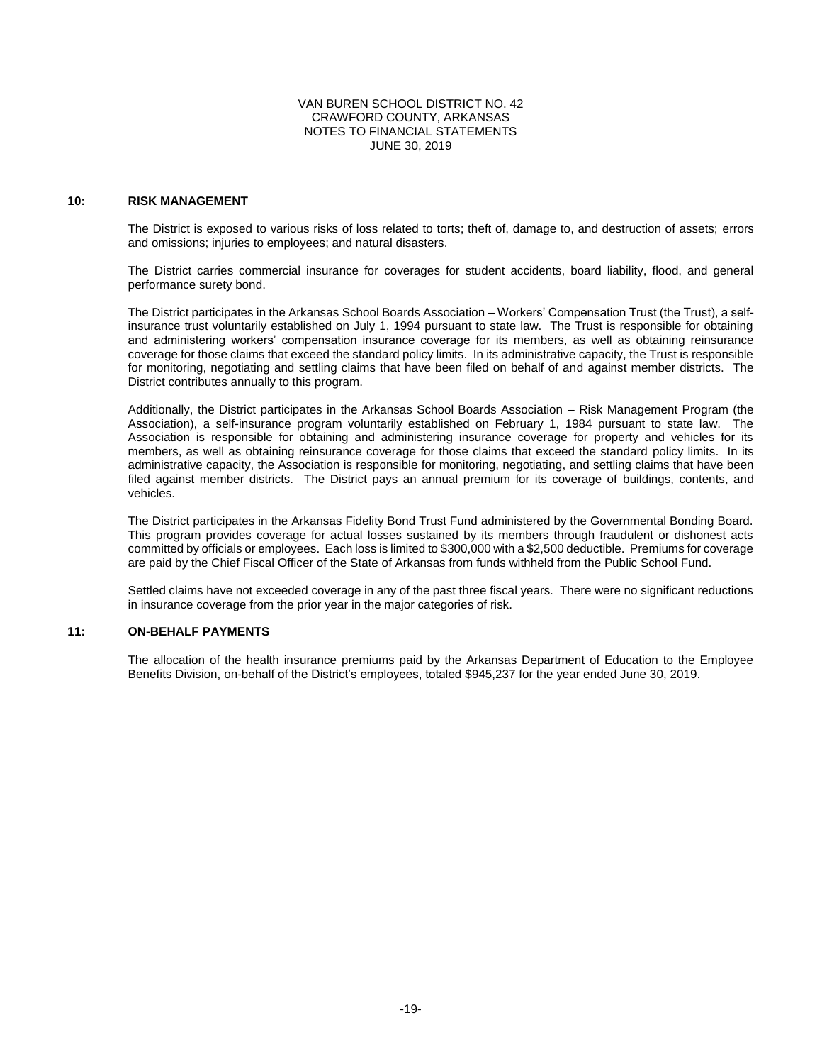VAN BUREN SCHOOL DISTRICT NO. 42
CRAWFORD COUNTY, ARKANSAS
NOTES TO FINANCIAL STATEMENTS
JUNE 30, 2019

## 10: RISK MANAGEMENT

The District is exposed to various risks of loss related to torts; theft of, damage to, and destruction of assets; errors and omissions; injuries to employees; and natural disasters.

The District carries commercial insurance for coverages for student accidents, board liability, flood, and general performance surety bond.

The District participates in the Arkansas School Boards Association – Workers' Compensation Trust (the Trust), a self-insurance trust voluntarily established on July 1, 1994 pursuant to state law. The Trust is responsible for obtaining and administering workers' compensation insurance coverage for its members, as well as obtaining reinsurance coverage for those claims that exceed the standard policy limits. In its administrative capacity, the Trust is responsible for monitoring, negotiating and settling claims that have been filed on behalf of and against member districts. The District contributes annually to this program.

Additionally, the District participates in the Arkansas School Boards Association – Risk Management Program (the Association), a self-insurance program voluntarily established on February 1, 1984 pursuant to state law. The Association is responsible for obtaining and administering insurance coverage for property and vehicles for its members, as well as obtaining reinsurance coverage for those claims that exceed the standard policy limits. In its administrative capacity, the Association is responsible for monitoring, negotiating, and settling claims that have been filed against member districts. The District pays an annual premium for its coverage of buildings, contents, and vehicles.

The District participates in the Arkansas Fidelity Bond Trust Fund administered by the Governmental Bonding Board. This program provides coverage for actual losses sustained by its members through fraudulent or dishonest acts committed by officials or employees. Each loss is limited to $300,000 with a $2,500 deductible. Premiums for coverage are paid by the Chief Fiscal Officer of the State of Arkansas from funds withheld from the Public School Fund.

Settled claims have not exceeded coverage in any of the past three fiscal years. There were no significant reductions in insurance coverage from the prior year in the major categories of risk.

## 11: ON-BEHALF PAYMENTS

The allocation of the health insurance premiums paid by the Arkansas Department of Education to the Employee Benefits Division, on-behalf of the District's employees, totaled $945,237 for the year ended June 30, 2019.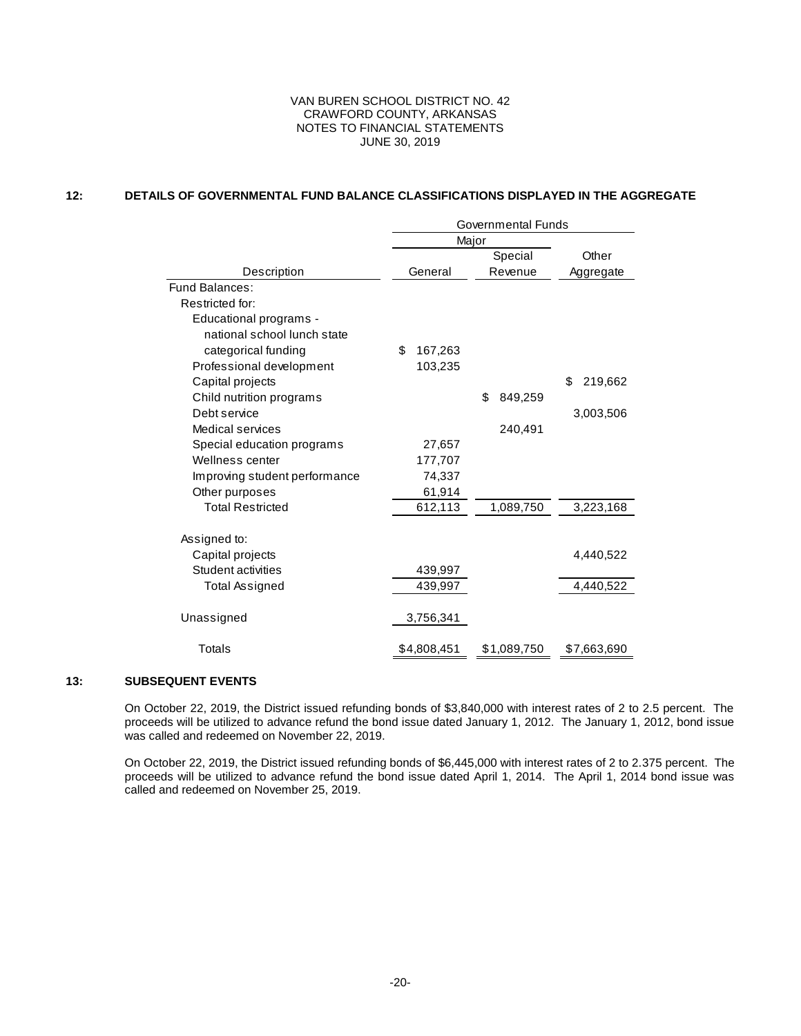VAN BUREN SCHOOL DISTRICT NO. 42
CRAWFORD COUNTY, ARKANSAS
NOTES TO FINANCIAL STATEMENTS
JUNE 30, 2019

## 12: DETAILS OF GOVERNMENTAL FUND BALANCE CLASSIFICATIONS DISPLAYED IN THE AGGREGATE

| | Governmental Funds | | |
|---|---|---|---|
| | Major | | |
| Description | General | Special Revenue | Other Aggregate |
| Fund Balances: | | | |
| Restricted for: | | | |
| Educational programs - national school lunch state categorical funding | $ 167,263 | | |
| Professional development | 103,235 | | |
| Capital projects | | | $ 219,662 |
| Child nutrition programs | | $ 849,259 | |
| Debt service | | | 3,003,506 |
| Medical services | | 240,491 | |
| Special education programs | 27,657 | | |
| Wellness center | 177,707 | | |
| Improving student performance | 74,337 | | |
| Other purposes | 61,914 | | |
| Total Restricted | 612,113 | 1,089,750 | 3,223,168 |
| Assigned to: | | | |
| Capital projects | | | 4,440,522 |
| Student activities | 439,997 | | |
| Total Assigned | 439,997 | | 4,440,522 |
| Unassigned | 3,756,341 | | |
| Totals | $4,808,451 | $1,089,750 | $7,663,690 |

## 13: SUBSEQUENT EVENTS

On October 22, 2019, the District issued refunding bonds of $3,840,000 with interest rates of 2 to 2.5 percent. The proceeds will be utilized to advance refund the bond issue dated January 1, 2012. The January 1, 2012, bond issue was called and redeemed on November 22, 2019.

On October 22, 2019, the District issued refunding bonds of $6,445,000 with interest rates of 2 to 2.375 percent. The proceeds will be utilized to advance refund the bond issue dated April 1, 2014. The April 1, 2014 bond issue was called and redeemed on November 25, 2019.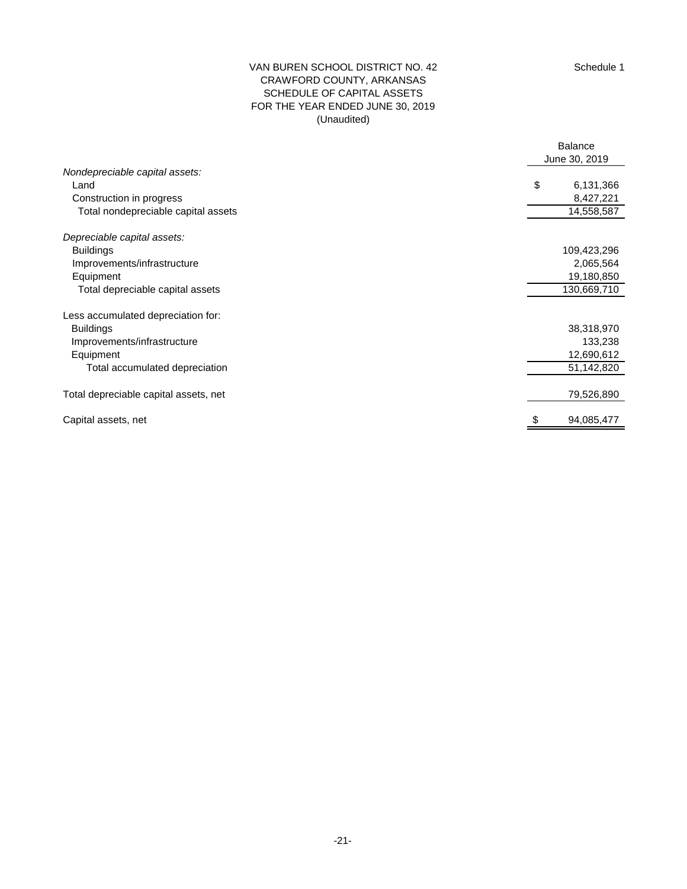VAN BUREN SCHOOL DISTRICT NO. 42
CRAWFORD COUNTY, ARKANSAS
SCHEDULE OF CAPITAL ASSETS
FOR THE YEAR ENDED JUNE 30, 2019
(Unaudited)

Schedule 1

| | Balance June 30, 2019 |
|---|---|
| *Nondepreciable capital assets:* | |
| Land | $ 6,131,366 |
| Construction in progress | 8,427,221 |
| Total nondepreciable capital assets | 14,558,587 |
| *Depreciable capital assets:* | |
| Buildings | 109,423,296 |
| Improvements/infrastructure | 2,065,564 |
| Equipment | 19,180,850 |
| Total depreciable capital assets | 130,669,710 |
| Less accumulated depreciation for: | |
| Buildings | 38,318,970 |
| Improvements/infrastructure | 133,238 |
| Equipment | 12,690,612 |
| Total accumulated depreciation | 51,142,820 |
| Total depreciable capital assets, net | 79,526,890 |
| Capital assets, net | $ 94,085,477 |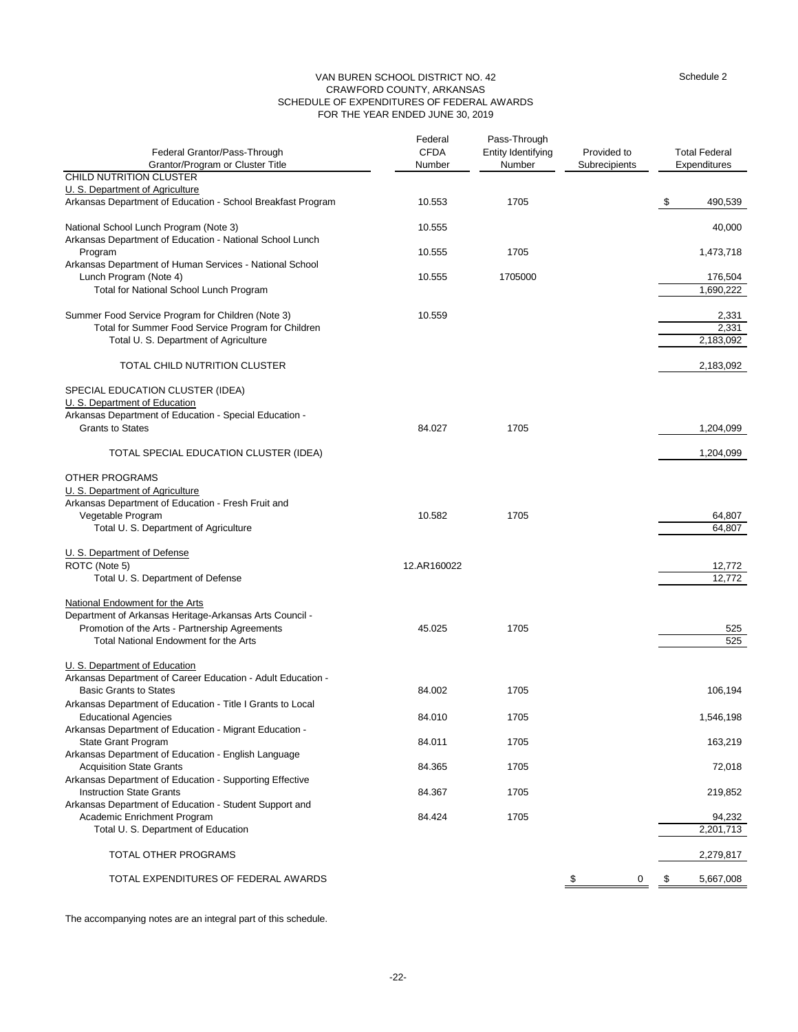VAN BUREN SCHOOL DISTRICT NO. 42
CRAWFORD COUNTY, ARKANSAS
SCHEDULE OF EXPENDITURES OF FEDERAL AWARDS
FOR THE YEAR ENDED JUNE 30, 2019

Schedule 2

| Federal Grantor/Pass-Through Grantor/Program or Cluster Title | Federal CFDA Number | Pass-Through Entity Identifying Number | Provided to Subrecipients | Total Federal Expenditures |
|---|---|---|---|---|
| CHILD NUTRITION CLUSTER | | | | |
| U. S. Department of Agriculture | | | | |
| Arkansas Department of Education - School Breakfast Program | 10.553 | 1705 | | $ 490,539 |
| National School Lunch Program (Note 3) | 10.555 | | | 40,000 |
| Arkansas Department of Education - National School Lunch Program | 10.555 | 1705 | | 1,473,718 |
| Arkansas Department of Human Services - National School Lunch Program (Note 4) | 10.555 | 1705000 | | 176,504 |
| Total for National School Lunch Program | | | | 1,690,222 |
| Summer Food Service Program for Children (Note 3) | 10.559 | | | 2,331 |
| Total for Summer Food Service Program for Children | | | | 2,331 |
| Total U. S. Department of Agriculture | | | | 2,183,092 |
| TOTAL CHILD NUTRITION CLUSTER | | | | 2,183,092 |
| SPECIAL EDUCATION CLUSTER (IDEA) | | | | |
| U. S. Department of Education | | | | |
| Arkansas Department of Education - Special Education - Grants to States | 84.027 | 1705 | | 1,204,099 |
| TOTAL SPECIAL EDUCATION CLUSTER (IDEA) | | | | 1,204,099 |
| OTHER PROGRAMS | | | | |
| U. S. Department of Agriculture | | | | |
| Arkansas Department of Education - Fresh Fruit and Vegetable Program | 10.582 | 1705 | | 64,807 |
| Total U. S. Department of Agriculture | | | | 64,807 |
| U. S. Department of Defense | | | | |
| ROTC (Note 5) | 12.AR160022 | | | 12,772 |
| Total U. S. Department of Defense | | | | 12,772 |
| National Endowment for the Arts | | | | |
| Department of Arkansas Heritage-Arkansas Arts Council - Promotion of the Arts - Partnership Agreements | 45.025 | 1705 | | 525 |
| Total National Endowment for the Arts | | | | 525 |
| U. S. Department of Education | | | | |
| Arkansas Department of Career Education - Adult Education - Basic Grants to States | 84.002 | 1705 | | 106,194 |
| Arkansas Department of Education - Title I Grants to Local Educational Agencies | 84.010 | 1705 | | 1,546,198 |
| Arkansas Department of Education - Migrant Education - State Grant Program | 84.011 | 1705 | | 163,219 |
| Arkansas Department of Education - English Language Acquisition State Grants | 84.365 | 1705 | | 72,018 |
| Arkansas Department of Education - Supporting Effective Instruction State Grants | 84.367 | 1705 | | 219,852 |
| Arkansas Department of Education - Student Support and Academic Enrichment Program | 84.424 | 1705 | | 94,232 |
| Total U. S. Department of Education | | | | 2,201,713 |
| TOTAL OTHER PROGRAMS | | | | 2,279,817 |
| TOTAL EXPENDITURES OF FEDERAL AWARDS | | | $ 0 | $ 5,667,008 |

The accompanying notes are an integral part of this schedule.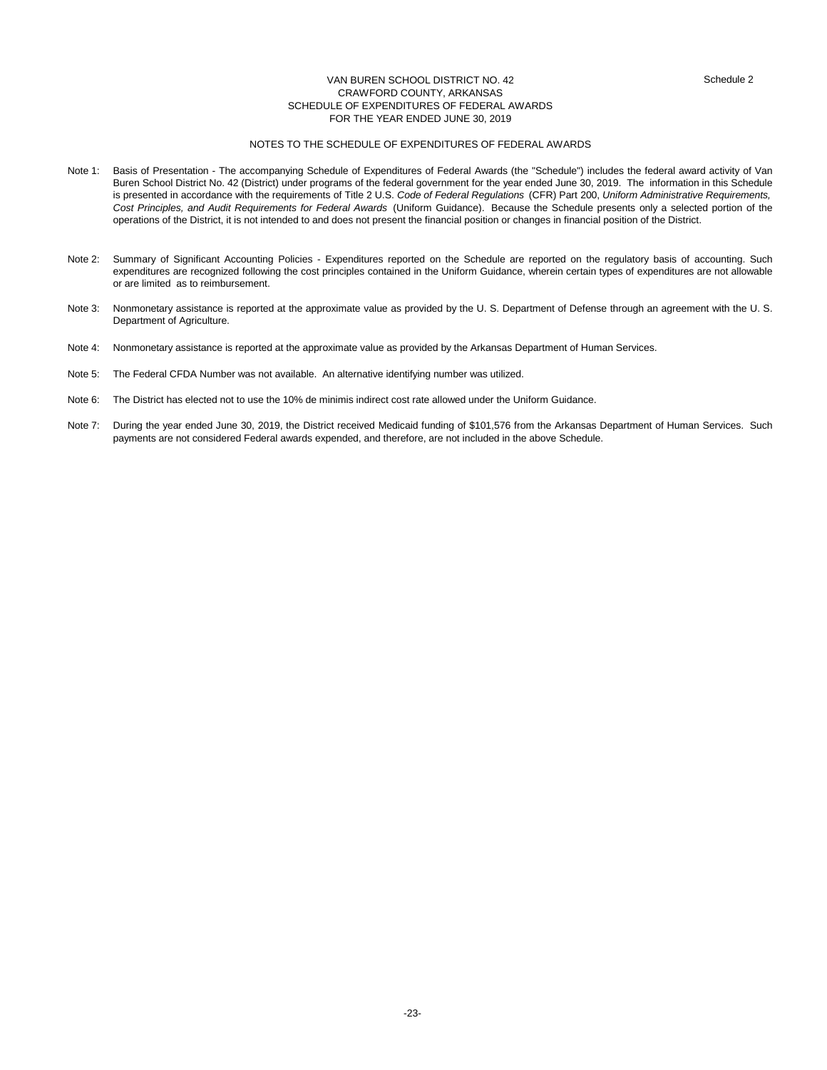Schedule 2

VAN BUREN SCHOOL DISTRICT NO. 42
CRAWFORD COUNTY, ARKANSAS
SCHEDULE OF EXPENDITURES OF FEDERAL AWARDS
FOR THE YEAR ENDED JUNE 30, 2019

NOTES TO THE SCHEDULE OF EXPENDITURES OF FEDERAL AWARDS

Note 1: Basis of Presentation - The accompanying Schedule of Expenditures of Federal Awards (the "Schedule") includes the federal award activity of Van Buren School District No. 42 (District) under programs of the federal government for the year ended June 30, 2019. The information in this Schedule is presented in accordance with the requirements of Title 2 U.S. *Code of Federal Regulations* (CFR) Part 200, *Uniform Administrative Requirements, Cost Principles, and Audit Requirements for Federal Awards* (Uniform Guidance). Because the Schedule presents only a selected portion of the operations of the District, it is not intended to and does not present the financial position or changes in financial position of the District.

Note 2: Summary of Significant Accounting Policies - Expenditures reported on the Schedule are reported on the regulatory basis of accounting. Such expenditures are recognized following the cost principles contained in the Uniform Guidance, wherein certain types of expenditures are not allowable or are limited as to reimbursement.

Note 3: Nonmonetary assistance is reported at the approximate value as provided by the U. S. Department of Defense through an agreement with the U. S. Department of Agriculture.

Note 4: Nonmonetary assistance is reported at the approximate value as provided by the Arkansas Department of Human Services.

Note 5: The Federal CFDA Number was not available. An alternative identifying number was utilized.

Note 6: The District has elected not to use the 10% de minimis indirect cost rate allowed under the Uniform Guidance.

Note 7: During the year ended June 30, 2019, the District received Medicaid funding of $101,576 from the Arkansas Department of Human Services. Such payments are not considered Federal awards expended, and therefore, are not included in the above Schedule.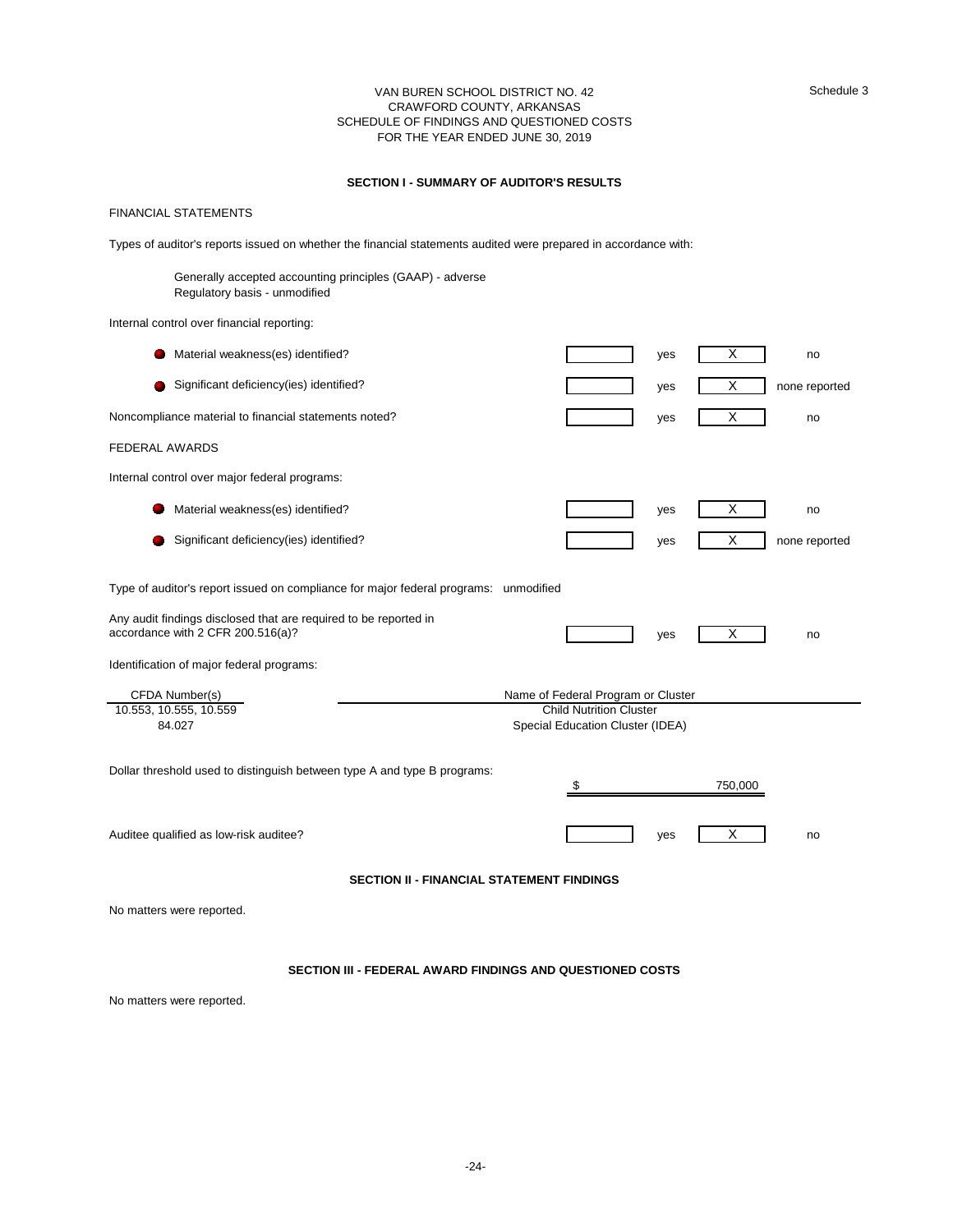VAN BUREN SCHOOL DISTRICT NO. 42
CRAWFORD COUNTY, ARKANSAS
SCHEDULE OF FINDINGS AND QUESTIONED COSTS
FOR THE YEAR ENDED JUNE 30, 2019

Schedule 3

## SECTION I - SUMMARY OF AUDITOR'S RESULTS

FINANCIAL STATEMENTS

Types of auditor's reports issued on whether the financial statements audited were prepared in accordance with:

Generally accepted accounting principles (GAAP) - adverse
Regulatory basis - unmodified

Internal control over financial reporting:

| | | | | |
|---|---|---|---|---|
| • Material weakness(es) identified? | | yes | X | no |
| • Significant deficiency(ies) identified? | | yes | X | none reported |
| Noncompliance material to financial statements noted? | | yes | X | no |

FEDERAL AWARDS

Internal control over major federal programs:

| | | | | |
|---|---|---|---|---|
| • Material weakness(es) identified? | | yes | X | no |
| • Significant deficiency(ies) identified? | | yes | X | none reported |

Type of auditor's report issued on compliance for major federal programs: unmodified

| | | | | |
|---|---|---|---|---|
| Any audit findings disclosed that are required to be reported in accordance with 2 CFR 200.516(a)? | | yes | X | no |

Identification of major federal programs:

| CFDA Number(s) | Name of Federal Program or Cluster |
|---|---|
| 10.553, 10.555, 10.559 | Child Nutrition Cluster |
| 84.027 | Special Education Cluster (IDEA) |

Dollar threshold used to distinguish between type A and type B programs: $ 750,000

| | | | | |
|---|---|---|---|---|
| Auditee qualified as low-risk auditee? | | yes | X | no |

## SECTION II - FINANCIAL STATEMENT FINDINGS

No matters were reported.

## SECTION III - FEDERAL AWARD FINDINGS AND QUESTIONED COSTS

No matters were reported.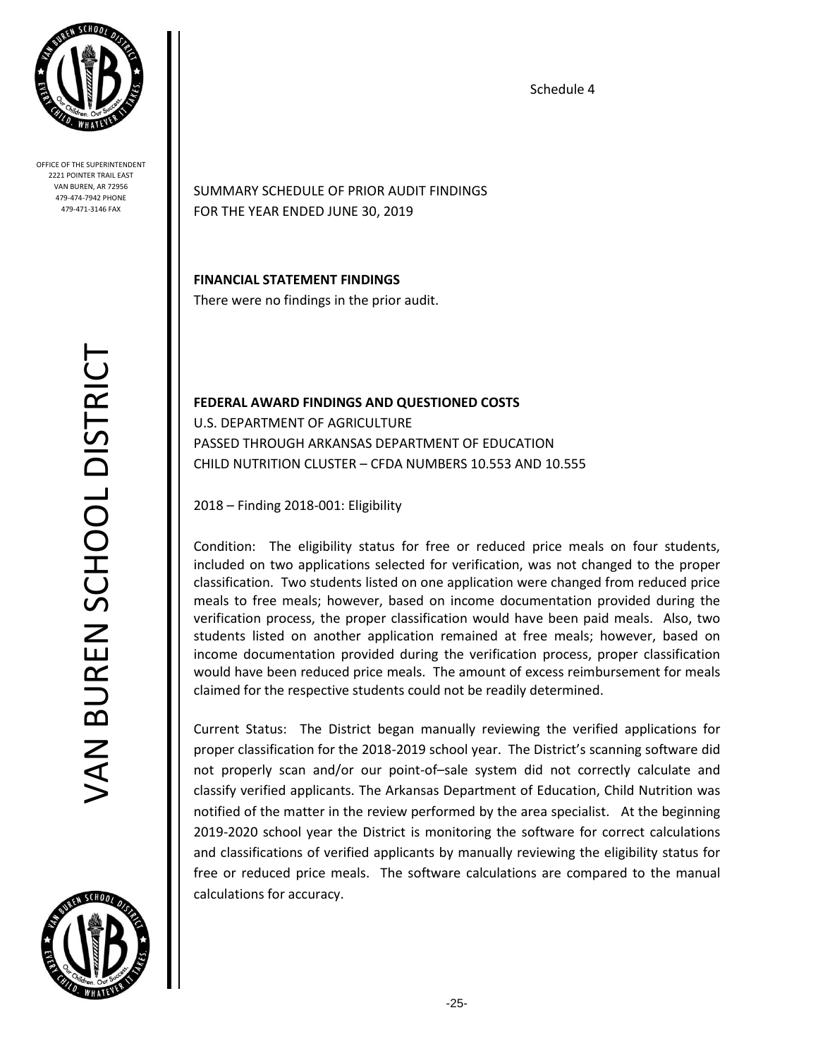OFFICE OF THE SUPERINTENDENT
2221 POINTER TRAIL EAST
VAN BUREN, AR 72956
479-474-7942 PHONE
479-471-3146 FAX

VAN BUREN SCHOOL DISTRICT

Schedule 4

SUMMARY SCHEDULE OF PRIOR AUDIT FINDINGS
FOR THE YEAR ENDED JUNE 30, 2019

**FINANCIAL STATEMENT FINDINGS**

There were no findings in the prior audit.

**FEDERAL AWARD FINDINGS AND QUESTIONED COSTS**

U.S. DEPARTMENT OF AGRICULTURE
PASSED THROUGH ARKANSAS DEPARTMENT OF EDUCATION
CHILD NUTRITION CLUSTER – CFDA NUMBERS 10.553 AND 10.555

2018 – Finding 2018-001: Eligibility

Condition: The eligibility status for free or reduced price meals on four students, included on two applications selected for verification, was not changed to the proper classification. Two students listed on one application were changed from reduced price meals to free meals; however, based on income documentation provided during the verification process, the proper classification would have been paid meals. Also, two students listed on another application remained at free meals; however, based on income documentation provided during the verification process, proper classification would have been reduced price meals. The amount of excess reimbursement for meals claimed for the respective students could not be readily determined.

Current Status: The District began manually reviewing the verified applications for proper classification for the 2018-2019 school year. The District's scanning software did not properly scan and/or our point-of–sale system did not correctly calculate and classify verified applicants. The Arkansas Department of Education, Child Nutrition was notified of the matter in the review performed by the area specialist. At the beginning 2019-2020 school year the District is monitoring the software for correct calculations and classifications of verified applicants by manually reviewing the eligibility status for free or reduced price meals. The software calculations are compared to the manual calculations for accuracy.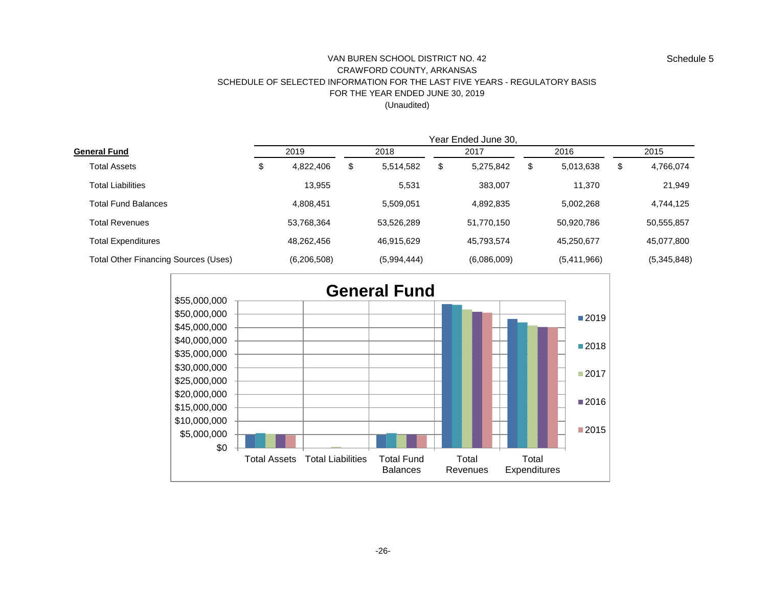Schedule 5

VAN BUREN SCHOOL DISTRICT NO. 42
CRAWFORD COUNTY, ARKANSAS
SCHEDULE OF SELECTED INFORMATION FOR THE LAST FIVE YEARS - REGULATORY BASIS
FOR THE YEAR ENDED JUNE 30, 2019
(Unaudited)

| | Year Ended June 30, | | | | |
|---|---|---|---|---|---|
| **General Fund** | 2019 | 2018 | 2017 | 2016 | 2015 |
| Total Assets | $ 4,822,406 | $ 5,514,582 | $ 5,275,842 | $ 5,013,638 | $ 4,766,074 |
| Total Liabilities | 13,955 | 5,531 | 383,007 | 11,370 | 21,949 |
| Total Fund Balances | 4,808,451 | 5,509,051 | 4,892,835 | 5,002,268 | 4,744,125 |
| Total Revenues | 53,768,364 | 53,526,289 | 51,770,150 | 50,920,786 | 50,555,857 |
| Total Expenditures | 48,262,456 | 46,915,629 | 45,793,574 | 45,250,677 | 45,077,800 |
| Total Other Financing Sources (Uses) | (6,206,508) | (5,994,444) | (6,086,009) | (5,411,966) | (5,345,848) |

General Fund

$55,000,000
$50,000,000
$45,000,000
$40,000,000
$35,000,000
$30,000,000
$25,000,000
$20,000,000
$15,000,000
$10,000,000
$5,000,000
$0

Total Assets
Total Liabilities
Total Fund Balances
Total Revenues
Total Expenditures

2019
2018
2017
2016
2015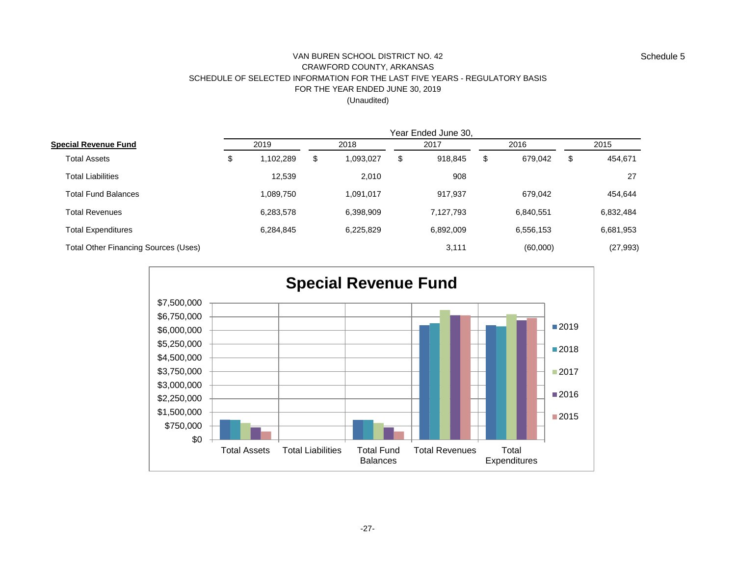VAN BUREN SCHOOL DISTRICT NO. 42
CRAWFORD COUNTY, ARKANSAS
SCHEDULE OF SELECTED INFORMATION FOR THE LAST FIVE YEARS - REGULATORY BASIS
FOR THE YEAR ENDED JUNE 30, 2019
(Unaudited)

Schedule 5

| | Year Ended June 30, | | | | |
|---|---|---|---|---|---|
| **Special Revenue Fund** | 2019 | 2018 | 2017 | 2016 | 2015 |
| Total Assets | $ 1,102,289 | $ 1,093,027 | $ 918,845 | $ 679,042 | $ 454,671 |
| Total Liabilities | 12,539 | 2,010 | 908 | | 27 |
| Total Fund Balances | 1,089,750 | 1,091,017 | 917,937 | 679,042 | 454,644 |
| Total Revenues | 6,283,578 | 6,398,909 | 7,127,793 | 6,840,551 | 6,832,484 |
| Total Expenditures | 6,284,845 | 6,225,829 | 6,892,009 | 6,556,153 | 6,681,953 |
| Total Other Financing Sources (Uses) | | | 3,111 | (60,000) | (27,993) |

**Special Revenue Fund**

$7,500,000
$6,750,000
$6,000,000
$5,250,000
$4,500,000
$3,750,000
$3,000,000
$2,250,000
$1,500,000
$750,000
$0

Total Assets
Total Liabilities
Total Fund Balances
Total Revenues
Total Expenditures

2019
2018
2017
2016
2015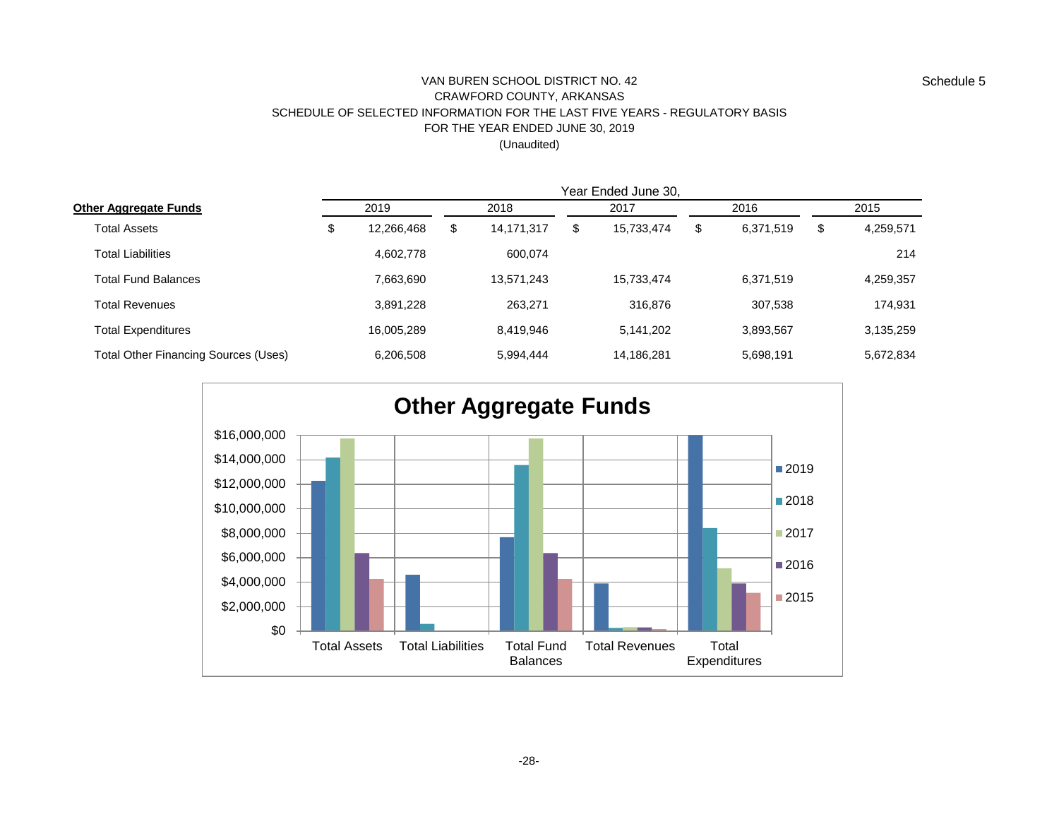Schedule 5

VAN BUREN SCHOOL DISTRICT NO. 42
CRAWFORD COUNTY, ARKANSAS
SCHEDULE OF SELECTED INFORMATION FOR THE LAST FIVE YEARS - REGULATORY BASIS
FOR THE YEAR ENDED JUNE 30, 2019
(Unaudited)

| | Year Ended June 30, | | | | |
|---|---|---|---|---|---|
| **Other Aggregate Funds** | 2019 | 2018 | 2017 | 2016 | 2015 |
| Total Assets | $ 12,266,468 | $ 14,171,317 | $ 15,733,474 | $ 6,371,519 | $ 4,259,571 |
| Total Liabilities | 4,602,778 | 600,074 | | | 214 |
| Total Fund Balances | 7,663,690 | 13,571,243 | 15,733,474 | 6,371,519 | 4,259,357 |
| Total Revenues | 3,891,228 | 263,271 | 316,876 | 307,538 | 174,931 |
| Total Expenditures | 16,005,289 | 8,419,946 | 5,141,202 | 3,893,567 | 3,135,259 |
| Total Other Financing Sources (Uses) | 6,206,508 | 5,994,444 | 14,186,281 | 5,698,191 | 5,672,834 |

**Other Aggregate Funds**

$16,000,000
$14,000,000
$12,000,000
$10,000,000
$8,000,000
$6,000,000
$4,000,000
$2,000,000
$0

Total Assets
Total Liabilities
Total Fund Balances
Total Revenues
Total Expenditures

2019
2018
2017
2016
2015